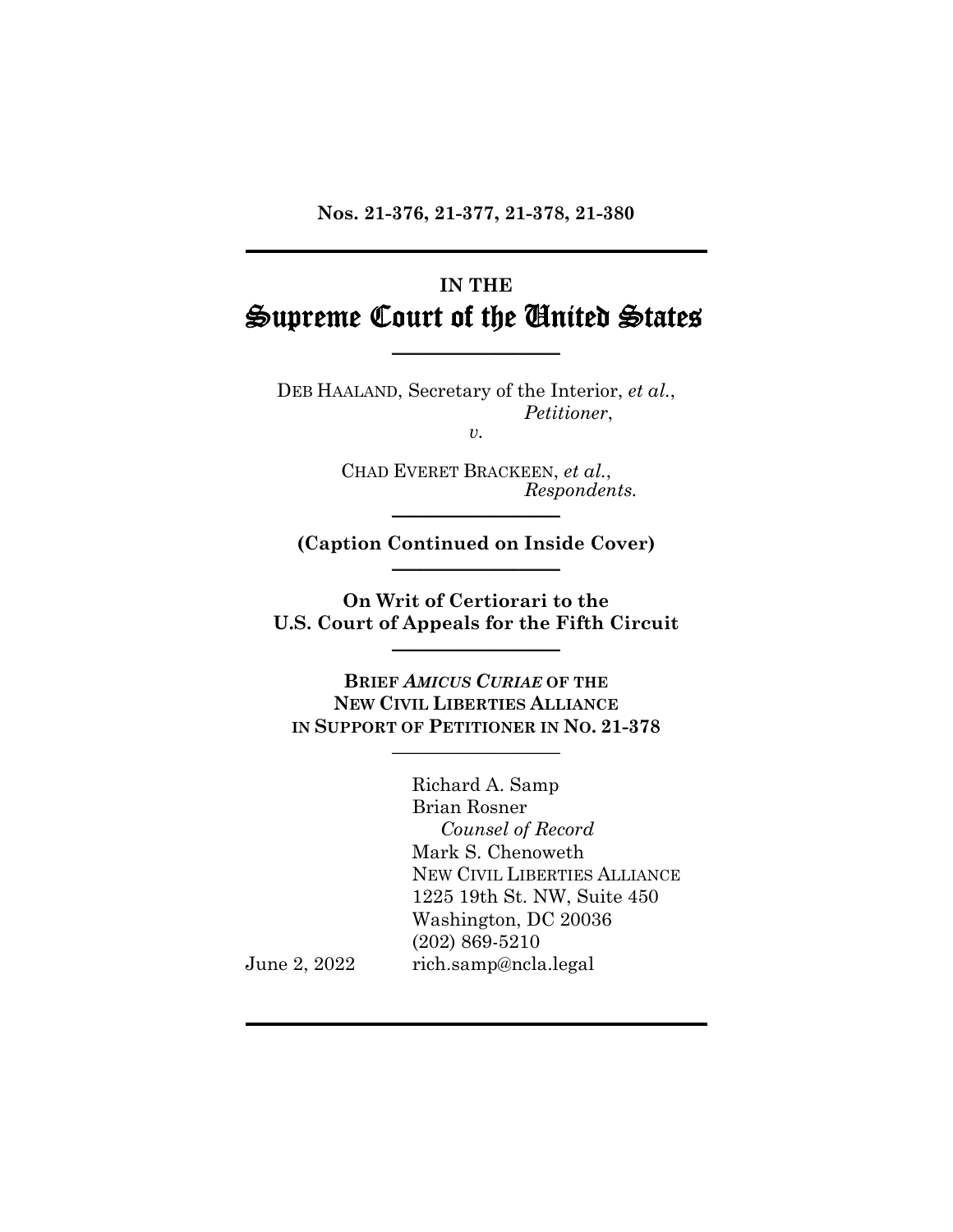**Nos. 21-376, 21-377, 21-378, 21-380**

---

**IN THE**

# Supreme Court of the United States

---

DEB HAALAND, Secretary of the Interior, *et al.*,
*Petitioner*,

*v.*

CHAD EVERET BRACKEEN, *et al.*,
*Respondents.*

---

**(Caption Continued on Inside Cover)**

---

**On Writ of Certiorari to the U.S. Court of Appeals for the Fifth Circuit**

---

**BRIEF *AMICUS CURIAE* OF THE NEW CIVIL LIBERTIES ALLIANCE IN SUPPORT OF PETITIONER IN NO. 21-378**

---

Richard A. Samp
Brian Rosner
*Counsel of Record*
Mark S. Chenoweth
NEW CIVIL LIBERTIES ALLIANCE
1225 19th St. NW, Suite 450
Washington, DC 20036
(202) 869-5210
rich.samp@ncla.legal

June 2, 2022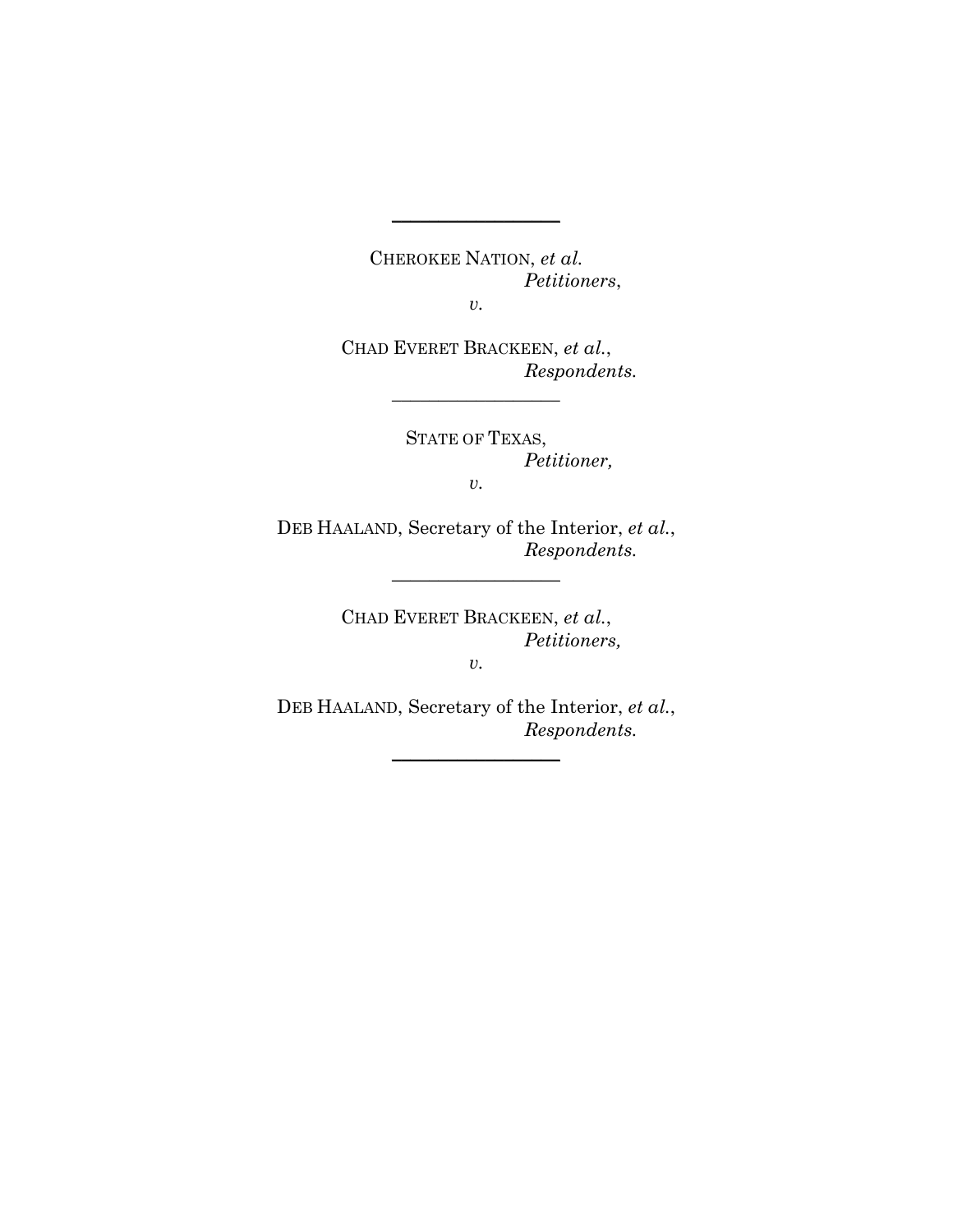---

CHEROKEE NATION, *et al.*
*Petitioners*,
*v.*

CHAD EVERET BRACKEEN, *et al.*,
*Respondents.*

---

STATE OF TEXAS,
*Petitioner,*
*v.*

DEB HAALAND, Secretary of the Interior, *et al.*,
*Respondents.*

---

CHAD EVERET BRACKEEN, *et al.*,
*Petitioners,*
*v.*

DEB HAALAND, Secretary of the Interior, *et al.*,
*Respondents.*

---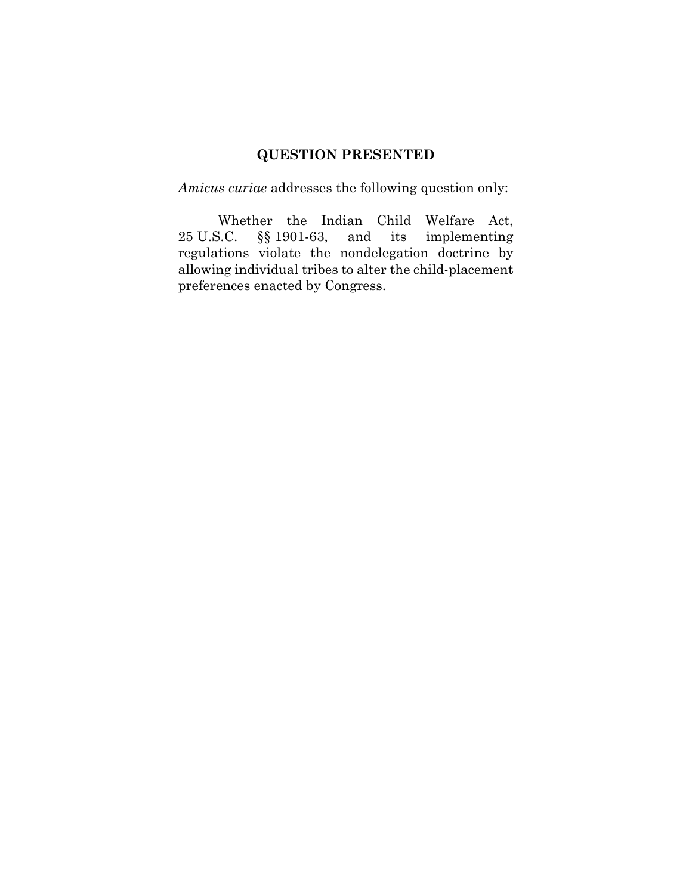## QUESTION PRESENTED

*Amicus curiae* addresses the following question only:

Whether the Indian Child Welfare Act, 25 U.S.C. §§ 1901-63, and its implementing regulations violate the nondelegation doctrine by allowing individual tribes to alter the child-placement preferences enacted by Congress.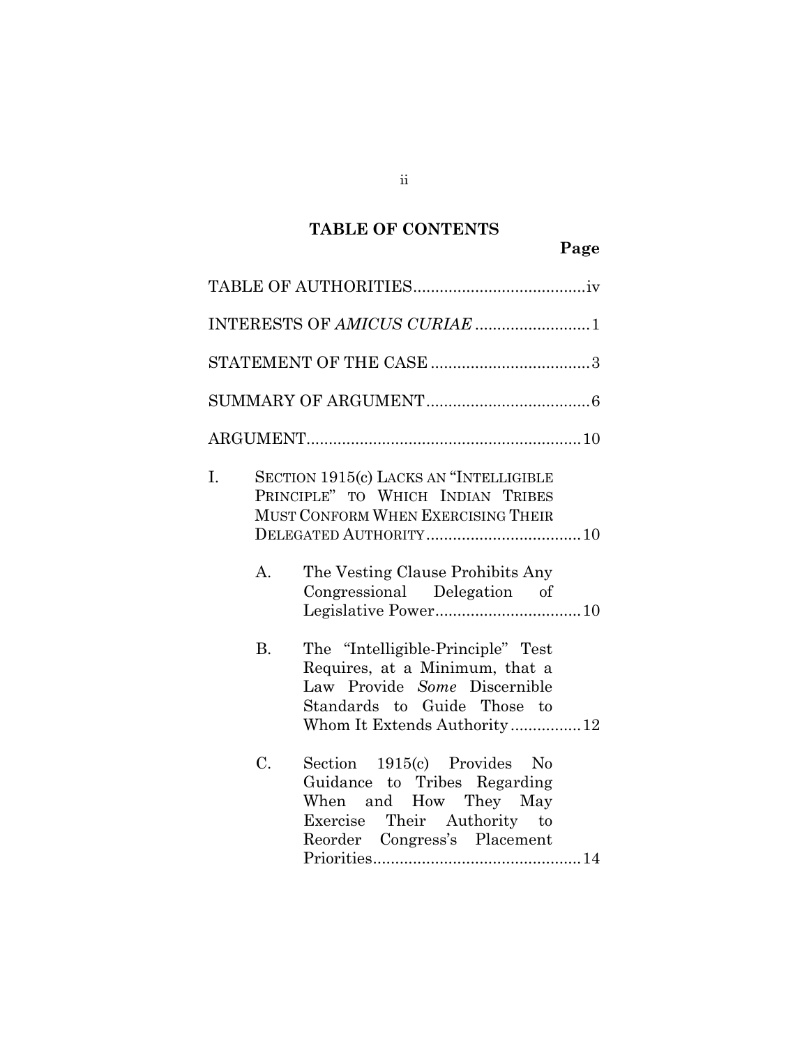## TABLE OF CONTENTS

**Page**

TABLE OF AUTHORITIES....................................... iv

INTERESTS OF *AMICUS CURIAE* .......................... 1

STATEMENT OF THE CASE .................................... 3

SUMMARY OF ARGUMENT ..................................... 6

ARGUMENT.............................................................. 10

I. SECTION 1915(c) LACKS AN "INTELLIGIBLE PRINCIPLE" TO WHICH INDIAN TRIBES MUST CONFORM WHEN EXERCISING THEIR DELEGATED AUTHORITY................................... 10

   A. The Vesting Clause Prohibits Any Congressional Delegation of Legislative Power................................. 10

   B. The "Intelligible-Principle" Test Requires, at a Minimum, that a Law Provide *Some* Discernible Standards to Guide Those to Whom It Extends Authority................ 12

   C. Section 1915(c) Provides No Guidance to Tribes Regarding When and How They May Exercise Their Authority to Reorder Congress's Placement Priorities............................................... 14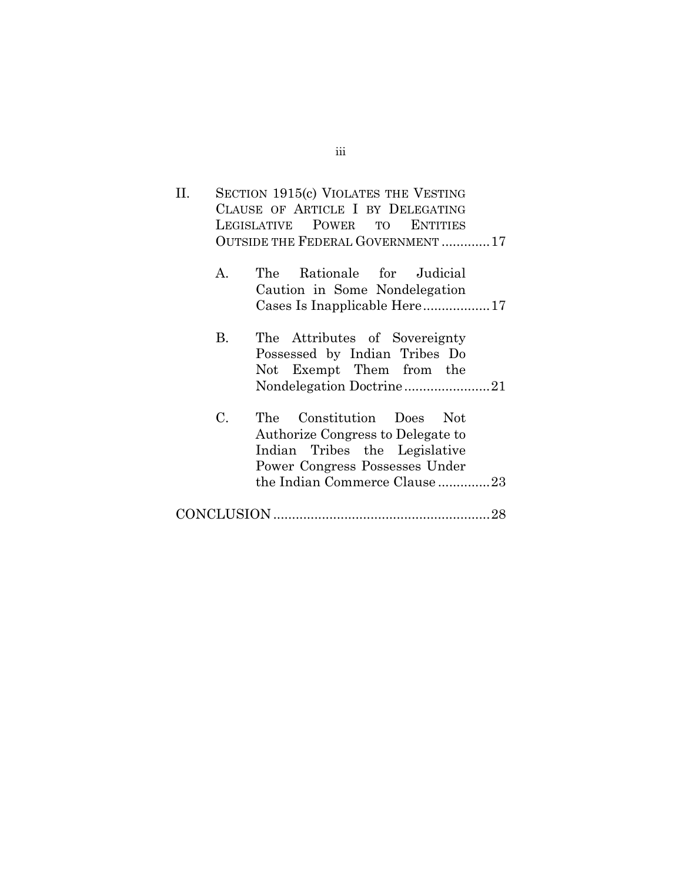II. SECTION 1915(c) VIOLATES THE VESTING CLAUSE OF ARTICLE I BY DELEGATING LEGISLATIVE POWER TO ENTITIES OUTSIDE THE FEDERAL GOVERNMENT ............. 17

   A. The Rationale for Judicial Caution in Some Nondelegation Cases Is Inapplicable Here .................. 17

   B. The Attributes of Sovereignty Possessed by Indian Tribes Do Not Exempt Them from the Nondelegation Doctrine ....................... 21

   C. The Constitution Does Not Authorize Congress to Delegate to Indian Tribes the Legislative Power Congress Possesses Under the Indian Commerce Clause .............. 23

CONCLUSION .......................................................... 28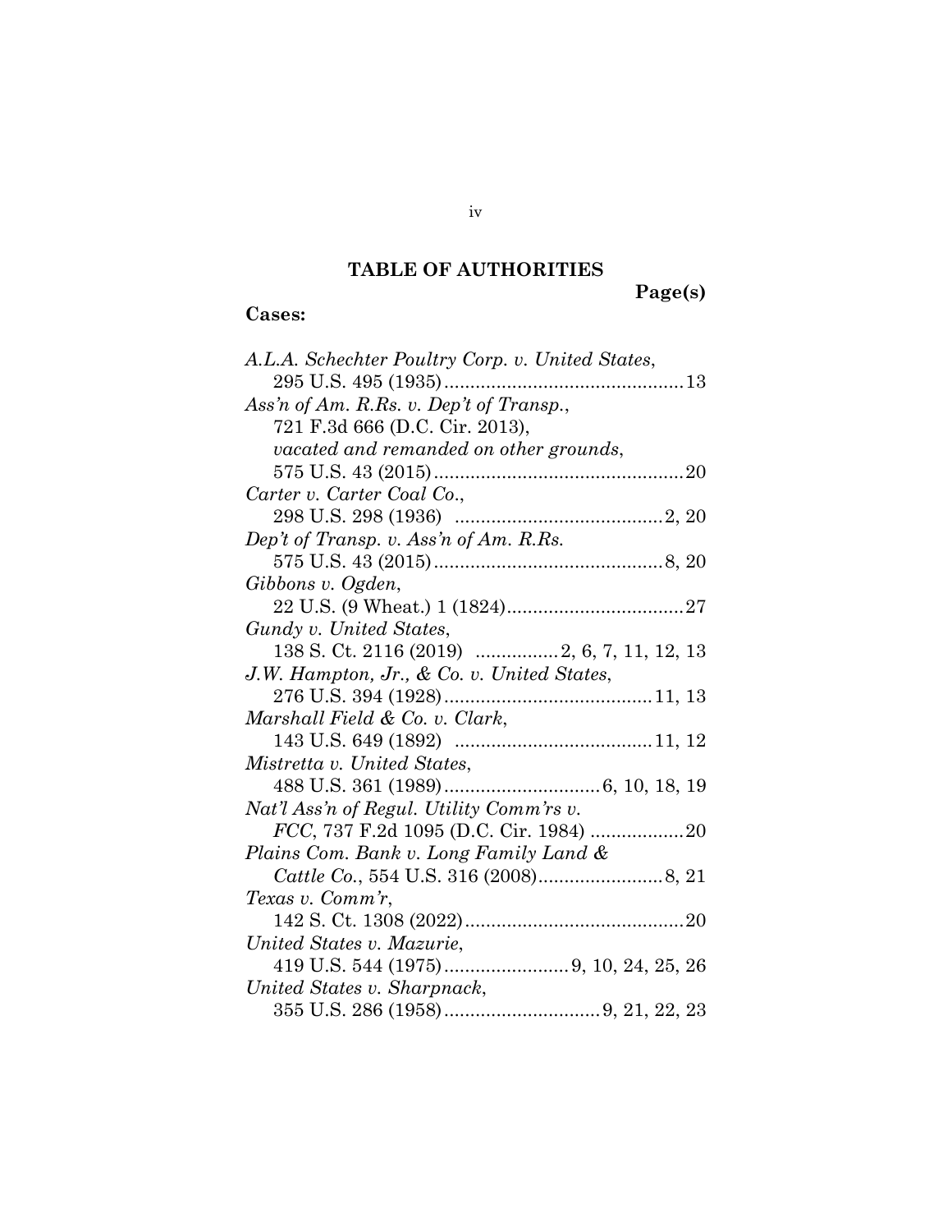## TABLE OF AUTHORITIES

**Page(s)**

**Cases:**

*A.L.A. Schechter Poultry Corp. v. United States*,
295 U.S. 495 (1935) .............................................. 13

*Ass'n of Am. R.Rs. v. Dep't of Transp.*,
721 F.3d 666 (D.C. Cir. 2013),
*vacated and remanded on other grounds*,
575 U.S. 43 (2015) ................................................ 20

*Carter v. Carter Coal Co.*,
298 U.S. 298 (1936) ........................................ 2, 20

*Dep't of Transp. v. Ass'n of Am. R.Rs.*
575 U.S. 43 (2015) ............................................ 8, 20

*Gibbons v. Ogden*,
22 U.S. (9 Wheat.) 1 (1824) .................................. 27

*Gundy v. United States*,
138 S. Ct. 2116 (2019) ................ 2, 6, 7, 11, 12, 13

*J.W. Hampton, Jr., & Co. v. United States*,
276 U.S. 394 (1928) ........................................ 11, 13

*Marshall Field & Co. v. Clark*,
143 U.S. 649 (1892) ...................................... 11, 12

*Mistretta v. United States*,
488 U.S. 361 (1989) .............................. 6, 10, 18, 19

*Nat'l Ass'n of Regul. Utility Comm'rs v. FCC*, 737 F.2d 1095 (D.C. Cir. 1984) .................. 20

*Plains Com. Bank v. Long Family Land & Cattle Co.*, 554 U.S. 316 (2008) ........................ 8, 21

*Texas v. Comm'r*,
142 S. Ct. 1308 (2022) .......................................... 20

*United States v. Mazurie*,
419 U.S. 544 (1975) ........................ 9, 10, 24, 25, 26

*United States v. Sharpnack*,
355 U.S. 286 (1958) .............................. 9, 21, 22, 23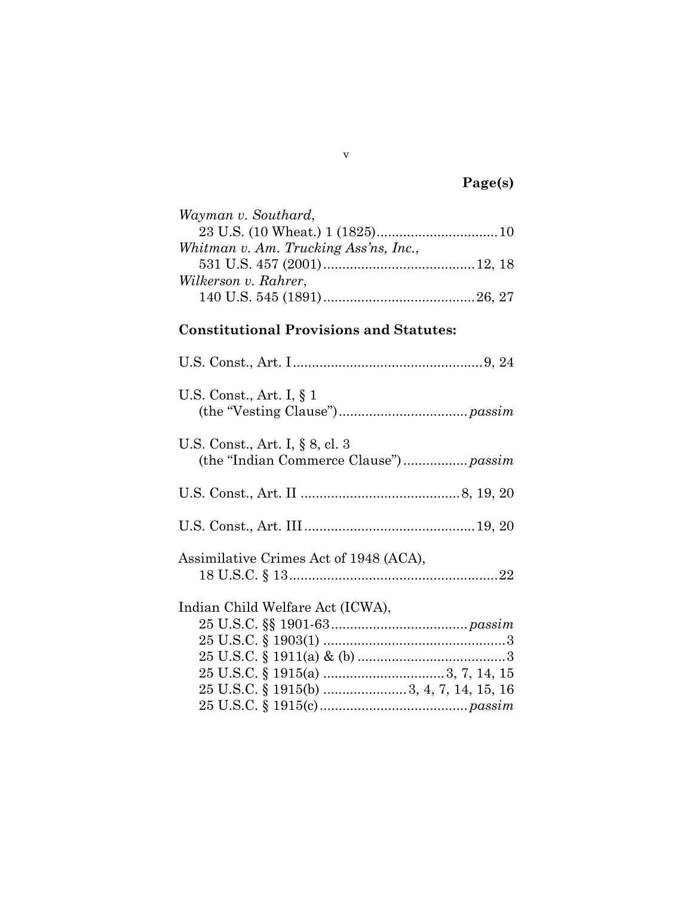**Page(s)**

*Wayman v. Southard*,
23 U.S. (10 Wheat.) 1 (1825)................................10

*Whitman v. Am. Trucking Ass'ns, Inc.*,
531 U.S. 457 (2001)........................................12, 18

*Wilkerson v. Rahrer*,
140 U.S. 545 (1891)........................................26, 27

**Constitutional Provisions and Statutes:**

U.S. Const., Art. I..................................................9, 24

U.S. Const., Art. I, § 1
(the "Vesting Clause").................................*passim*

U.S. Const., Art. I, § 8, cl. 3
(the "Indian Commerce Clause")................*passim*

U.S. Const., Art. II .........................................8, 19, 20

U.S. Const., Art. III............................................19, 20

Assimilative Crimes Act of 1948 (ACA),
18 U.S.C. § 13......................................................22

Indian Child Welfare Act (ICWA),
25 U.S.C. §§ 1901-63...................................*passim*
25 U.S.C. § 1903(1) ................................................3
25 U.S.C. § 1911(a) & (b) ......................................3
25 U.S.C. § 1915(a) ................................3, 7, 14, 15
25 U.S.C. § 1915(b) ......................3, 4, 7, 14, 15, 16
25 U.S.C. § 1915(c)......................................*passim*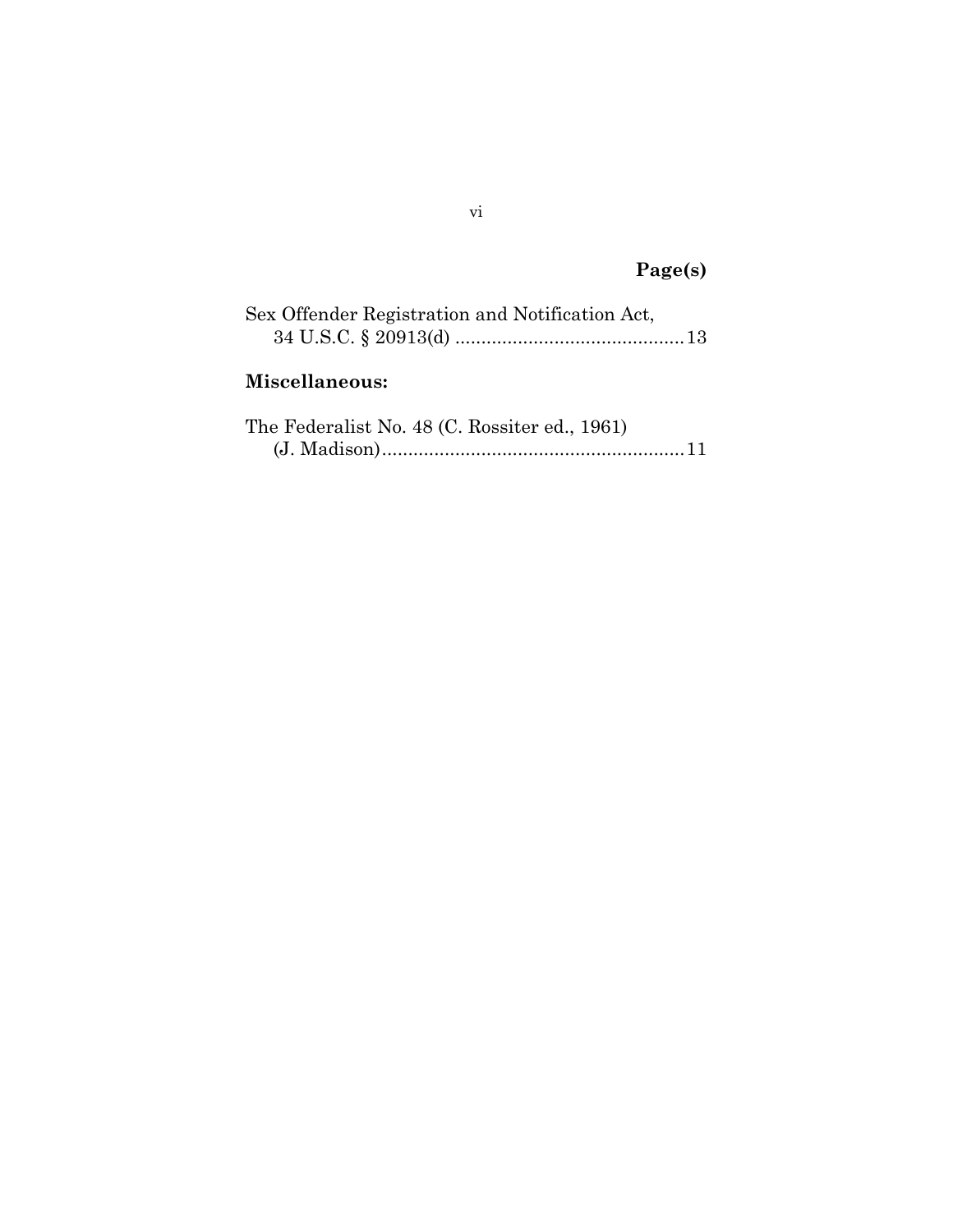**Page(s)**

Sex Offender Registration and Notification Act,
34 U.S.C. § 20913(d) ............................................13

**Miscellaneous:**

The Federalist No. 48 (C. Rossiter ed., 1961)
(J. Madison)..........................................................11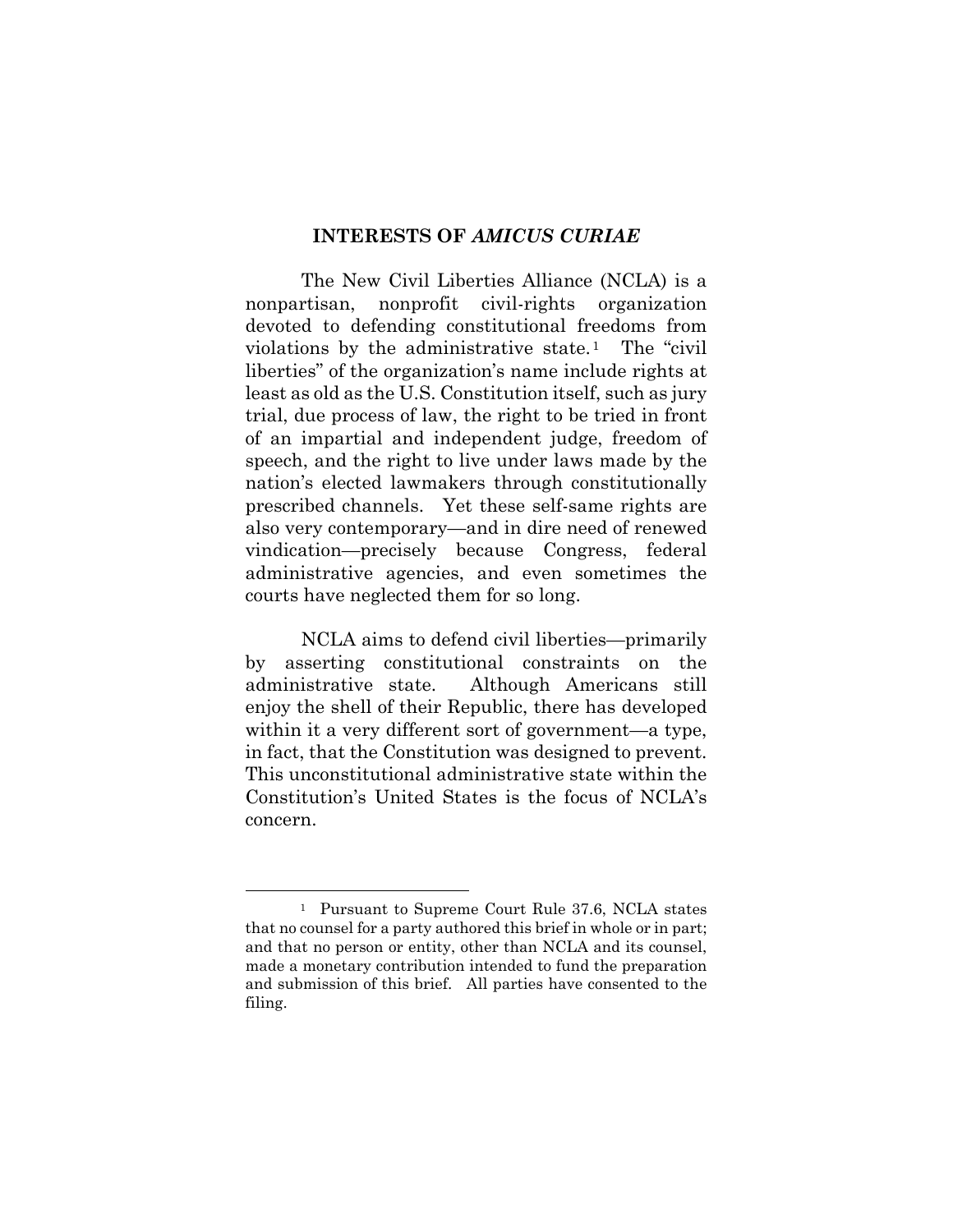## INTERESTS OF *AMICUS CURIAE*

The New Civil Liberties Alliance (NCLA) is a nonpartisan, nonprofit civil-rights organization devoted to defending constitutional freedoms from violations by the administrative state.[1] The "civil liberties" of the organization's name include rights at least as old as the U.S. Constitution itself, such as jury trial, due process of law, the right to be tried in front of an impartial and independent judge, freedom of speech, and the right to live under laws made by the nation's elected lawmakers through constitutionally prescribed channels. Yet these self-same rights are also very contemporary—and in dire need of renewed vindication—precisely because Congress, federal administrative agencies, and even sometimes the courts have neglected them for so long.

NCLA aims to defend civil liberties—primarily by asserting constitutional constraints on the administrative state. Although Americans still enjoy the shell of their Republic, there has developed within it a very different sort of government—a type, in fact, that the Constitution was designed to prevent. This unconstitutional administrative state within the Constitution's United States is the focus of NCLA's concern.

---

[1] Pursuant to Supreme Court Rule 37.6, NCLA states that no counsel for a party authored this brief in whole or in part; and that no person or entity, other than NCLA and its counsel, made a monetary contribution intended to fund the preparation and submission of this brief. All parties have consented to the filing.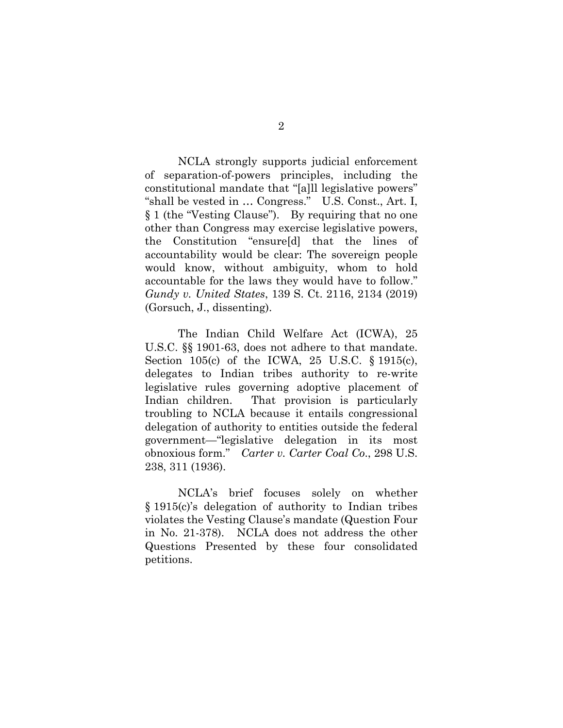NCLA strongly supports judicial enforcement of separation-of-powers principles, including the constitutional mandate that "[a]ll legislative powers" "shall be vested in … Congress." U.S. Const., Art. I, § 1 (the "Vesting Clause"). By requiring that no one other than Congress may exercise legislative powers, the Constitution "ensure[d] that the lines of accountability would be clear: The sovereign people would know, without ambiguity, whom to hold accountable for the laws they would have to follow." *Gundy v. United States*, 139 S. Ct. 2116, 2134 (2019) (Gorsuch, J., dissenting).

The Indian Child Welfare Act (ICWA), 25 U.S.C. §§ 1901-63, does not adhere to that mandate. Section 105(c) of the ICWA, 25 U.S.C. § 1915(c), delegates to Indian tribes authority to re-write legislative rules governing adoptive placement of Indian children. That provision is particularly troubling to NCLA because it entails congressional delegation of authority to entities outside the federal government—"legislative delegation in its most obnoxious form." *Carter v. Carter Coal Co.*, 298 U.S. 238, 311 (1936).

NCLA's brief focuses solely on whether § 1915(c)'s delegation of authority to Indian tribes violates the Vesting Clause's mandate (Question Four in No. 21-378). NCLA does not address the other Questions Presented by these four consolidated petitions.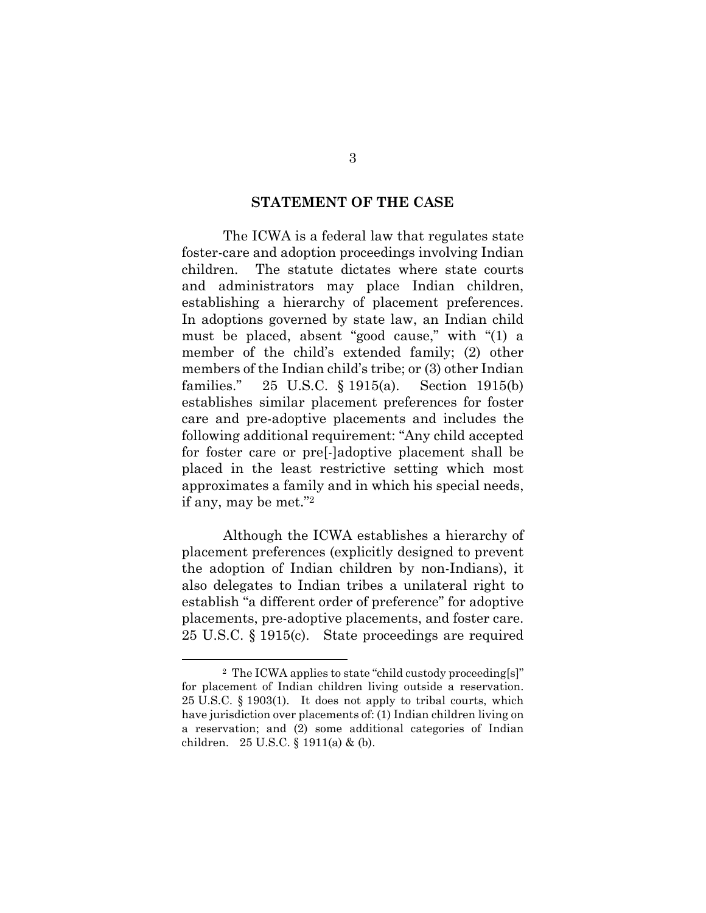## STATEMENT OF THE CASE

The ICWA is a federal law that regulates state foster-care and adoption proceedings involving Indian children. The statute dictates where state courts and administrators may place Indian children, establishing a hierarchy of placement preferences. In adoptions governed by state law, an Indian child must be placed, absent "good cause," with "(1) a member of the child's extended family; (2) other members of the Indian child's tribe; or (3) other Indian families." 25 U.S.C. § 1915(a). Section 1915(b) establishes similar placement preferences for foster care and pre-adoptive placements and includes the following additional requirement: "Any child accepted for foster care or pre[-]adoptive placement shall be placed in the least restrictive setting which most approximates a family and in which his special needs, if any, may be met."[2]

Although the ICWA establishes a hierarchy of placement preferences (explicitly designed to prevent the adoption of Indian children by non-Indians), it also delegates to Indian tribes a unilateral right to establish "a different order of preference" for adoptive placements, pre-adoptive placements, and foster care. 25 U.S.C. § 1915(c). State proceedings are required

---

[2] The ICWA applies to state "child custody proceeding[s]" for placement of Indian children living outside a reservation. 25 U.S.C. § 1903(1). It does not apply to tribal courts, which have jurisdiction over placements of: (1) Indian children living on a reservation; and (2) some additional categories of Indian children. 25 U.S.C. § 1911(a) & (b).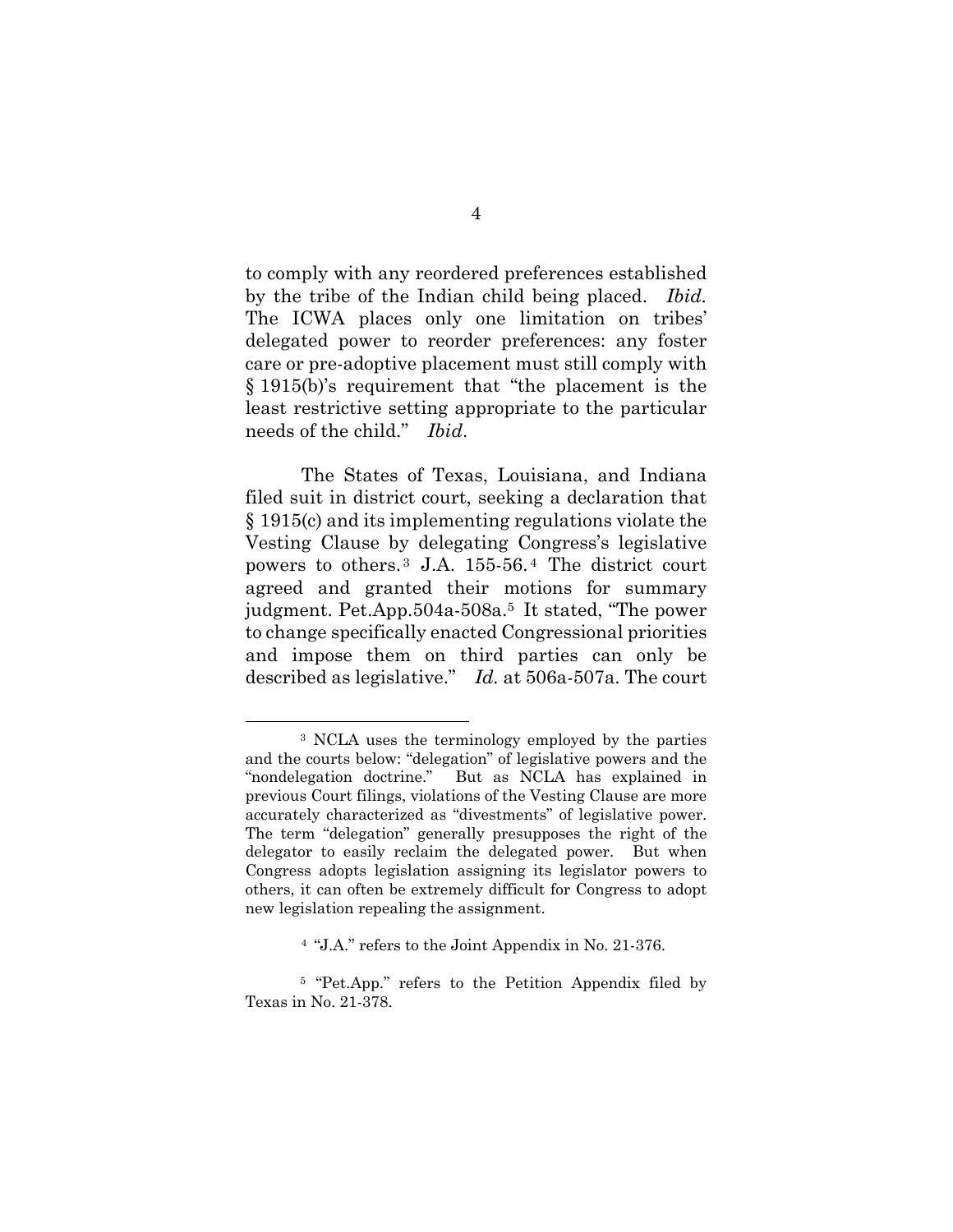to comply with any reordered preferences established by the tribe of the Indian child being placed. *Ibid.* The ICWA places only one limitation on tribes' delegated power to reorder preferences: any foster care or pre-adoptive placement must still comply with § 1915(b)'s requirement that "the placement is the least restrictive setting appropriate to the particular needs of the child." *Ibid*.

The States of Texas, Louisiana, and Indiana filed suit in district court, seeking a declaration that § 1915(c) and its implementing regulations violate the Vesting Clause by delegating Congress's legislative powers to others.[3] J.A. 155-56.[4] The district court agreed and granted their motions for summary judgment. Pet.App.504a-508a.[5] It stated, "The power to change specifically enacted Congressional priorities and impose them on third parties can only be described as legislative." *Id.* at 506a-507a. The court

---

[3] NCLA uses the terminology employed by the parties and the courts below: "delegation" of legislative powers and the "nondelegation doctrine." But as NCLA has explained in previous Court filings, violations of the Vesting Clause are more accurately characterized as "divestments" of legislative power. The term "delegation" generally presupposes the right of the delegator to easily reclaim the delegated power. But when Congress adopts legislation assigning its legislator powers to others, it can often be extremely difficult for Congress to adopt new legislation repealing the assignment.

[4] "J.A." refers to the Joint Appendix in No. 21-376.

[5] "Pet.App." refers to the Petition Appendix filed by Texas in No. 21-378.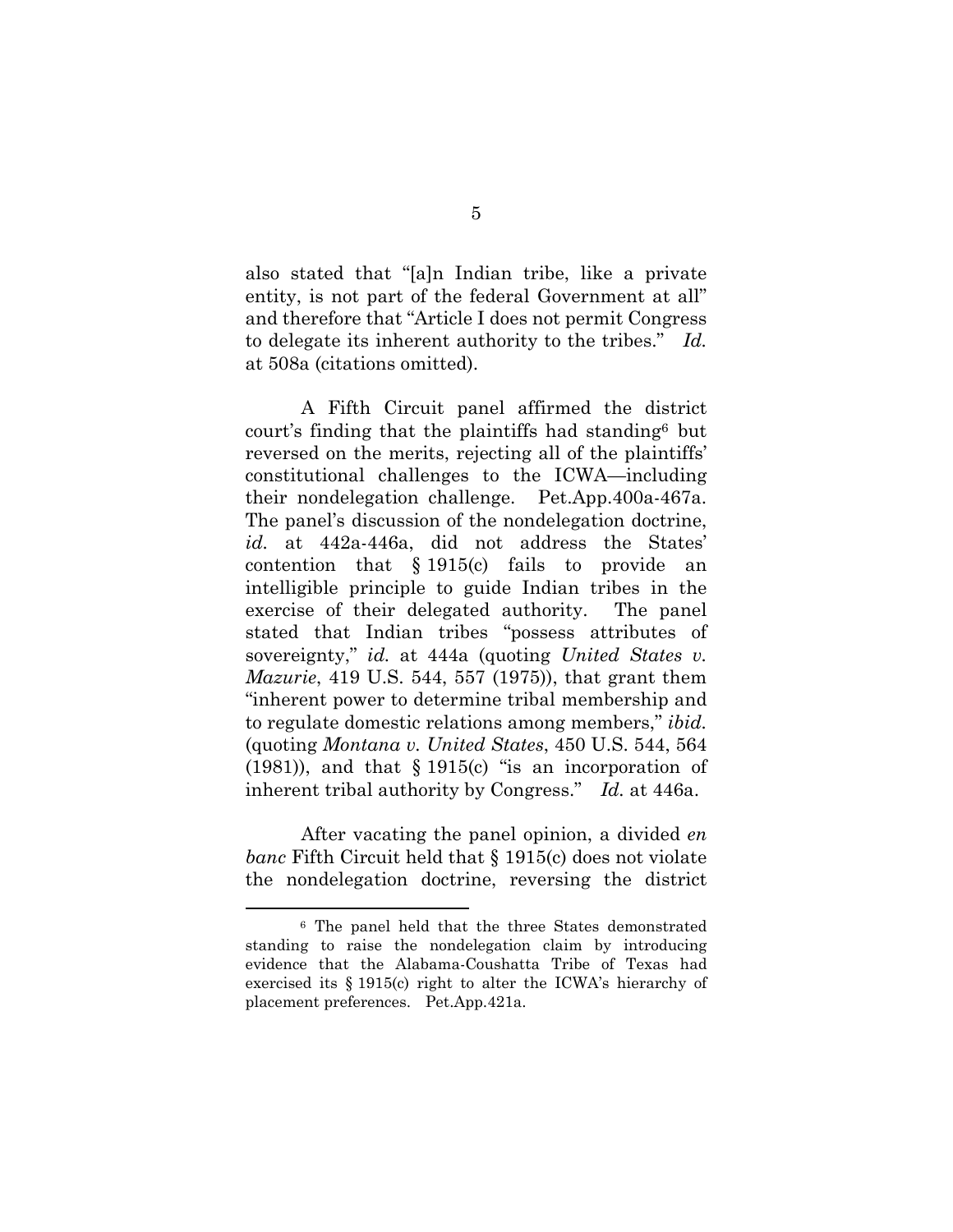also stated that "[a]n Indian tribe, like a private entity, is not part of the federal Government at all" and therefore that "Article I does not permit Congress to delegate its inherent authority to the tribes." *Id.* at 508a (citations omitted).

A Fifth Circuit panel affirmed the district court's finding that the plaintiffs had standing[6] but reversed on the merits, rejecting all of the plaintiffs' constitutional challenges to the ICWA—including their nondelegation challenge. Pet.App.400a-467a. The panel's discussion of the nondelegation doctrine, *id.* at 442a-446a, did not address the States' contention that § 1915(c) fails to provide an intelligible principle to guide Indian tribes in the exercise of their delegated authority. The panel stated that Indian tribes "possess attributes of sovereignty," *id.* at 444a (quoting *United States v. Mazurie*, 419 U.S. 544, 557 (1975)), that grant them "inherent power to determine tribal membership and to regulate domestic relations among members," *ibid.* (quoting *Montana v. United States*, 450 U.S. 544, 564 (1981)), and that § 1915(c) "is an incorporation of inherent tribal authority by Congress." *Id.* at 446a.

After vacating the panel opinion, a divided *en banc* Fifth Circuit held that § 1915(c) does not violate the nondelegation doctrine, reversing the district

---

[6] The panel held that the three States demonstrated standing to raise the nondelegation claim by introducing evidence that the Alabama-Coushatta Tribe of Texas had exercised its § 1915(c) right to alter the ICWA's hierarchy of placement preferences. Pet.App.421a.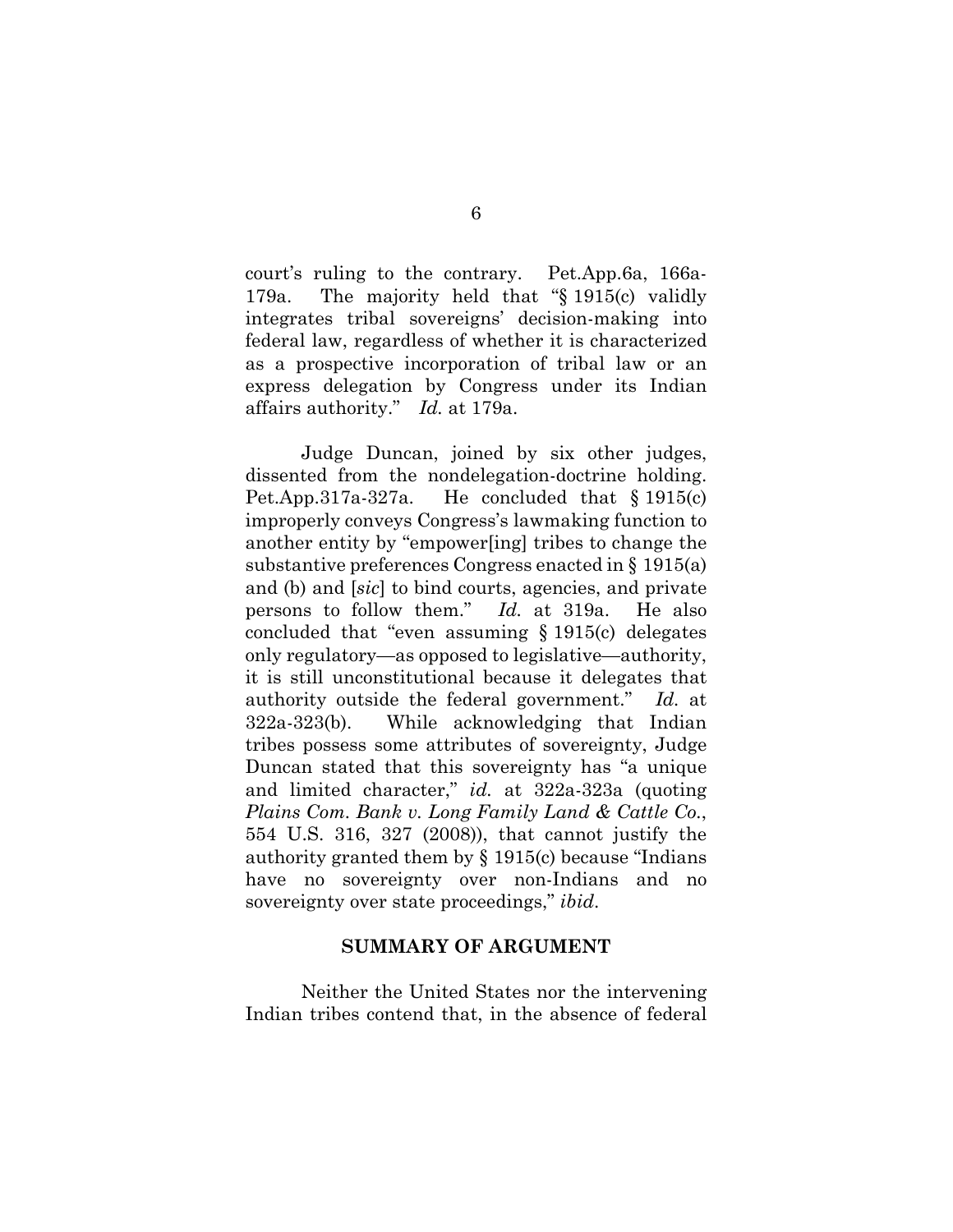court's ruling to the contrary. Pet.App.6a, 166a-179a. The majority held that "§ 1915(c) validly integrates tribal sovereigns' decision-making into federal law, regardless of whether it is characterized as a prospective incorporation of tribal law or an express delegation by Congress under its Indian affairs authority." *Id.* at 179a.

Judge Duncan, joined by six other judges, dissented from the nondelegation-doctrine holding. Pet.App.317a-327a. He concluded that § 1915(c) improperly conveys Congress's lawmaking function to another entity by "empower[ing] tribes to change the substantive preferences Congress enacted in § 1915(a) and (b) and [*sic*] to bind courts, agencies, and private persons to follow them." *Id.* at 319a. He also concluded that "even assuming § 1915(c) delegates only regulatory—as opposed to legislative—authority, it is still unconstitutional because it delegates that authority outside the federal government." *Id.* at 322a-323(b). While acknowledging that Indian tribes possess some attributes of sovereignty, Judge Duncan stated that this sovereignty has "a unique and limited character," *id.* at 322a-323a (quoting *Plains Com. Bank v. Long Family Land & Cattle Co.*, 554 U.S. 316, 327 (2008)), that cannot justify the authority granted them by § 1915(c) because "Indians have no sovereignty over non-Indians and no sovereignty over state proceedings," *ibid*.

## SUMMARY OF ARGUMENT

Neither the United States nor the intervening Indian tribes contend that, in the absence of federal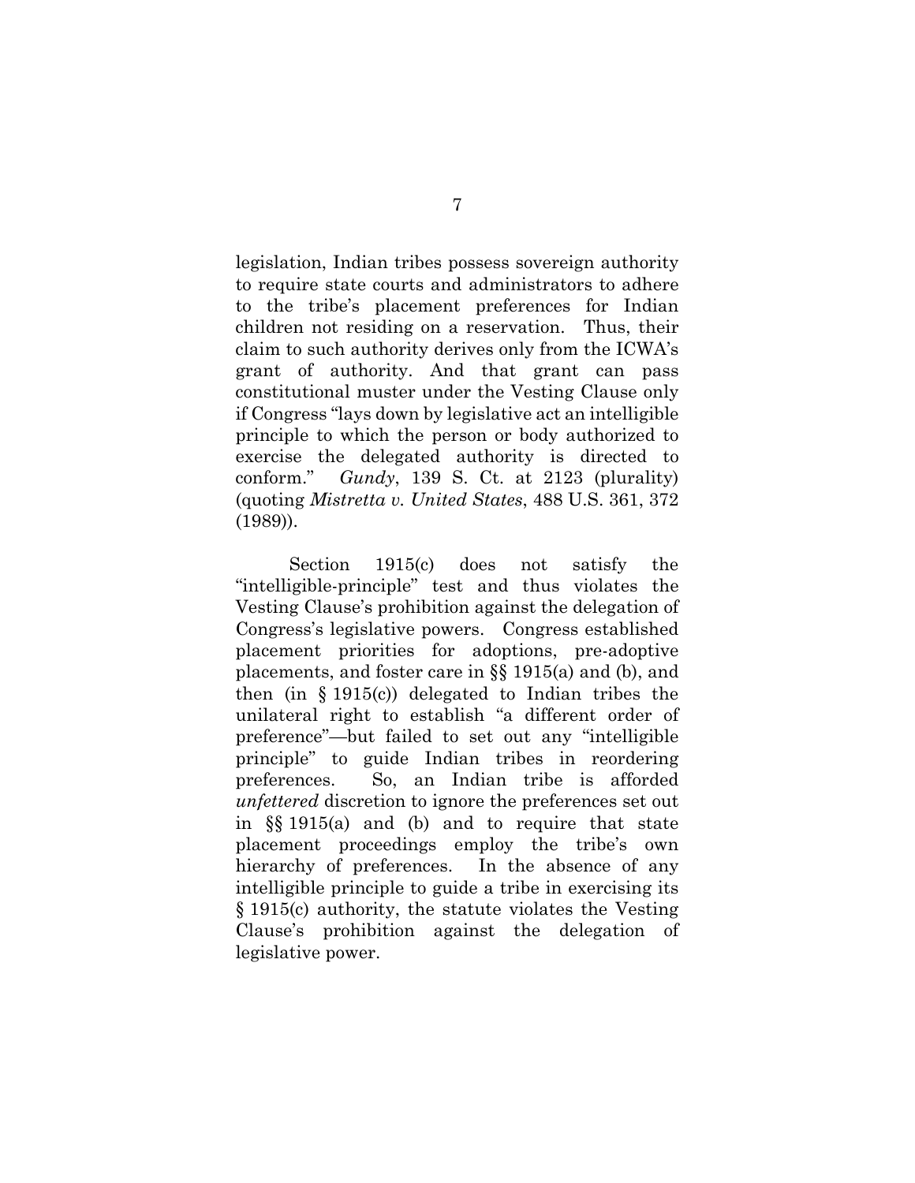legislation, Indian tribes possess sovereign authority to require state courts and administrators to adhere to the tribe's placement preferences for Indian children not residing on a reservation. Thus, their claim to such authority derives only from the ICWA's grant of authority. And that grant can pass constitutional muster under the Vesting Clause only if Congress "lays down by legislative act an intelligible principle to which the person or body authorized to exercise the delegated authority is directed to conform." *Gundy*, 139 S. Ct. at 2123 (plurality) (quoting *Mistretta v. United States*, 488 U.S. 361, 372 (1989)).

Section 1915(c) does not satisfy the "intelligible-principle" test and thus violates the Vesting Clause's prohibition against the delegation of Congress's legislative powers. Congress established placement priorities for adoptions, pre-adoptive placements, and foster care in §§ 1915(a) and (b), and then (in § 1915(c)) delegated to Indian tribes the unilateral right to establish "a different order of preference"—but failed to set out any "intelligible principle" to guide Indian tribes in reordering preferences. So, an Indian tribe is afforded *unfettered* discretion to ignore the preferences set out in §§ 1915(a) and (b) and to require that state placement proceedings employ the tribe's own hierarchy of preferences. In the absence of any intelligible principle to guide a tribe in exercising its § 1915(c) authority, the statute violates the Vesting Clause's prohibition against the delegation of legislative power.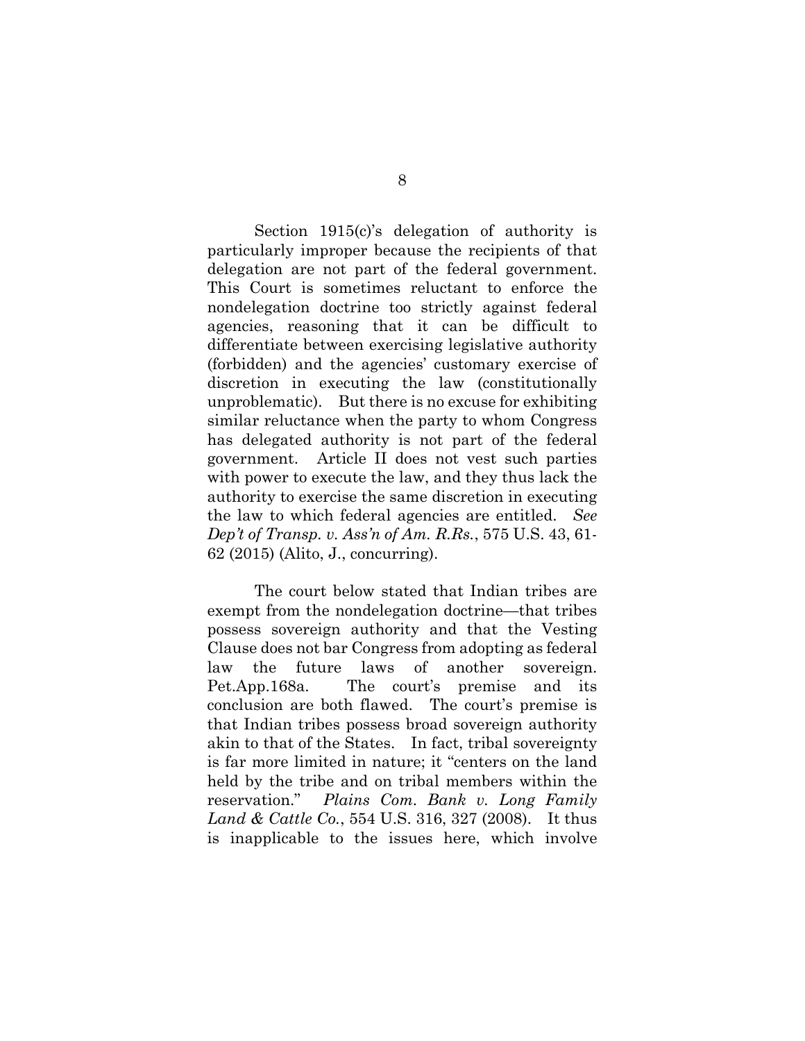Section 1915(c)'s delegation of authority is particularly improper because the recipients of that delegation are not part of the federal government. This Court is sometimes reluctant to enforce the nondelegation doctrine too strictly against federal agencies, reasoning that it can be difficult to differentiate between exercising legislative authority (forbidden) and the agencies' customary exercise of discretion in executing the law (constitutionally unproblematic). But there is no excuse for exhibiting similar reluctance when the party to whom Congress has delegated authority is not part of the federal government. Article II does not vest such parties with power to execute the law, and they thus lack the authority to exercise the same discretion in executing the law to which federal agencies are entitled. *See Dep't of Transp. v. Ass'n of Am. R.Rs.*, 575 U.S. 43, 61-62 (2015) (Alito, J., concurring).

The court below stated that Indian tribes are exempt from the nondelegation doctrine—that tribes possess sovereign authority and that the Vesting Clause does not bar Congress from adopting as federal law the future laws of another sovereign. Pet.App.168a. The court's premise and its conclusion are both flawed. The court's premise is that Indian tribes possess broad sovereign authority akin to that of the States. In fact, tribal sovereignty is far more limited in nature; it "centers on the land held by the tribe and on tribal members within the reservation." *Plains Com. Bank v. Long Family Land & Cattle Co.*, 554 U.S. 316, 327 (2008). It thus is inapplicable to the issues here, which involve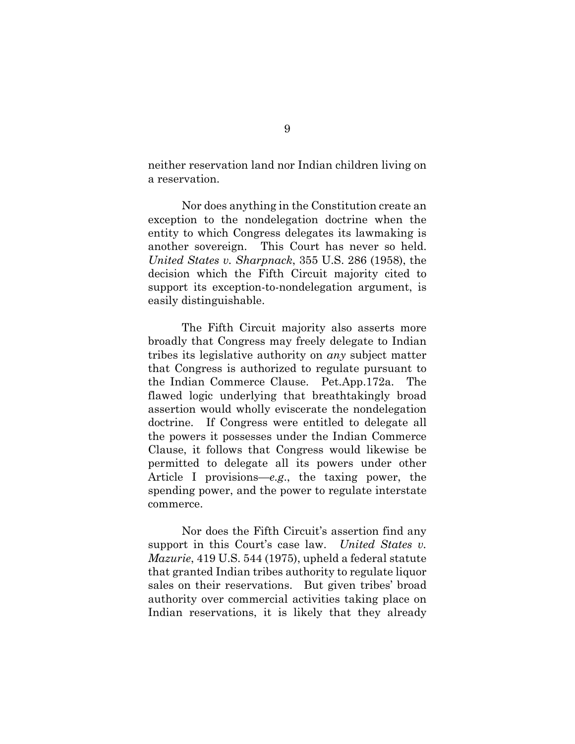neither reservation land nor Indian children living on a reservation.

Nor does anything in the Constitution create an exception to the nondelegation doctrine when the entity to which Congress delegates its lawmaking is another sovereign. This Court has never so held. *United States v. Sharpnack*, 355 U.S. 286 (1958), the decision which the Fifth Circuit majority cited to support its exception-to-nondelegation argument, is easily distinguishable.

The Fifth Circuit majority also asserts more broadly that Congress may freely delegate to Indian tribes its legislative authority on *any* subject matter that Congress is authorized to regulate pursuant to the Indian Commerce Clause. Pet.App.172a. The flawed logic underlying that breathtakingly broad assertion would wholly eviscerate the nondelegation doctrine. If Congress were entitled to delegate all the powers it possesses under the Indian Commerce Clause, it follows that Congress would likewise be permitted to delegate all its powers under other Article I provisions—*e.g.*, the taxing power, the spending power, and the power to regulate interstate commerce.

Nor does the Fifth Circuit's assertion find any support in this Court's case law. *United States v. Mazurie*, 419 U.S. 544 (1975), upheld a federal statute that granted Indian tribes authority to regulate liquor sales on their reservations. But given tribes' broad authority over commercial activities taking place on Indian reservations, it is likely that they already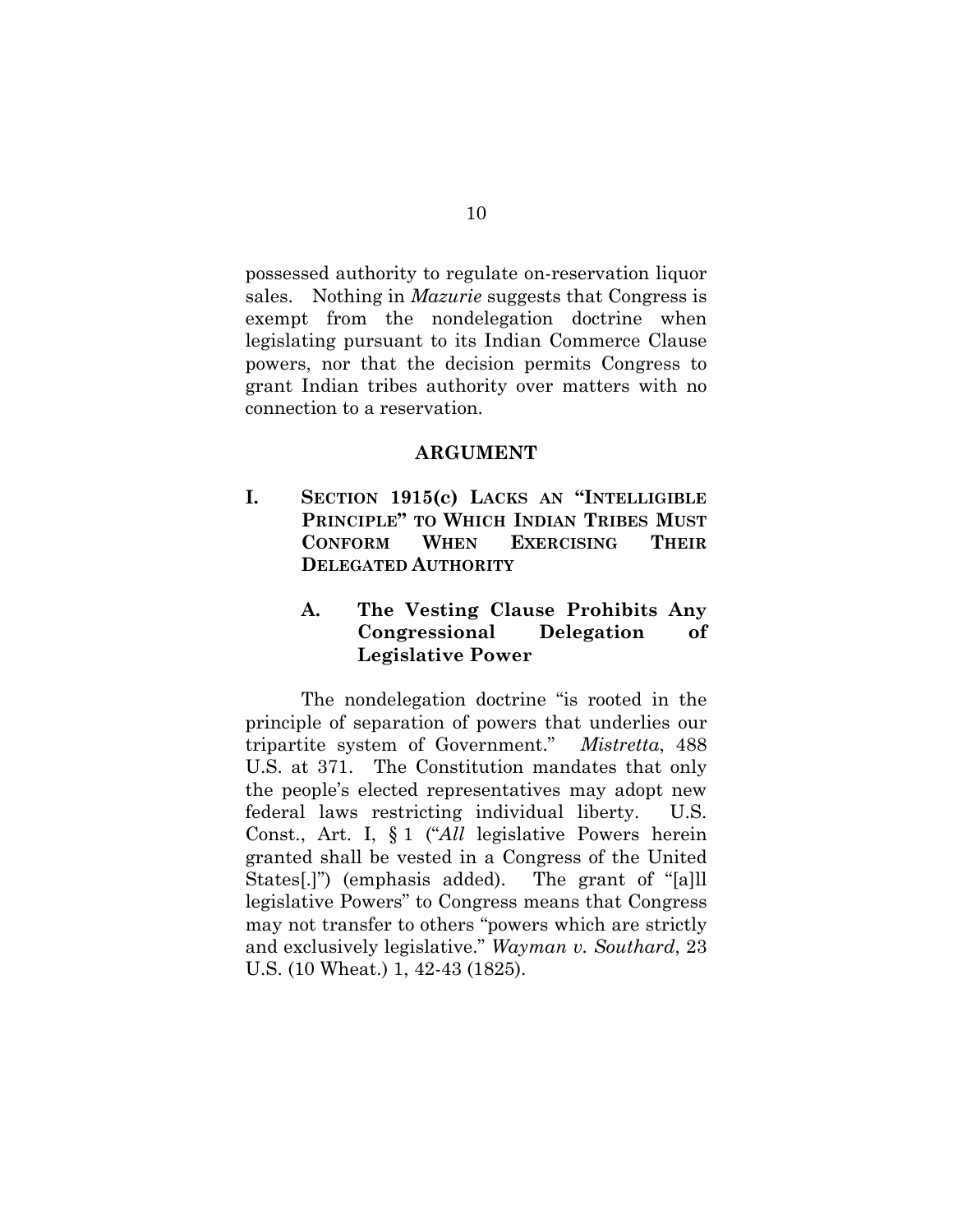possessed authority to regulate on-reservation liquor sales. Nothing in *Mazurie* suggests that Congress is exempt from the nondelegation doctrine when legislating pursuant to its Indian Commerce Clause powers, nor that the decision permits Congress to grant Indian tribes authority over matters with no connection to a reservation.

## ARGUMENT

### I. SECTION 1915(c) LACKS AN "INTELLIGIBLE PRINCIPLE" TO WHICH INDIAN TRIBES MUST CONFORM WHEN EXERCISING THEIR DELEGATED AUTHORITY

#### A. The Vesting Clause Prohibits Any Congressional Delegation of Legislative Power

The nondelegation doctrine "is rooted in the principle of separation of powers that underlies our tripartite system of Government." *Mistretta*, 488 U.S. at 371. The Constitution mandates that only the people's elected representatives may adopt new federal laws restricting individual liberty. U.S. Const., Art. I, § 1 ("*All* legislative Powers herein granted shall be vested in a Congress of the United States[.]") (emphasis added). The grant of "[a]ll legislative Powers" to Congress means that Congress may not transfer to others "powers which are strictly and exclusively legislative." *Wayman v. Southard*, 23 U.S. (10 Wheat.) 1, 42-43 (1825).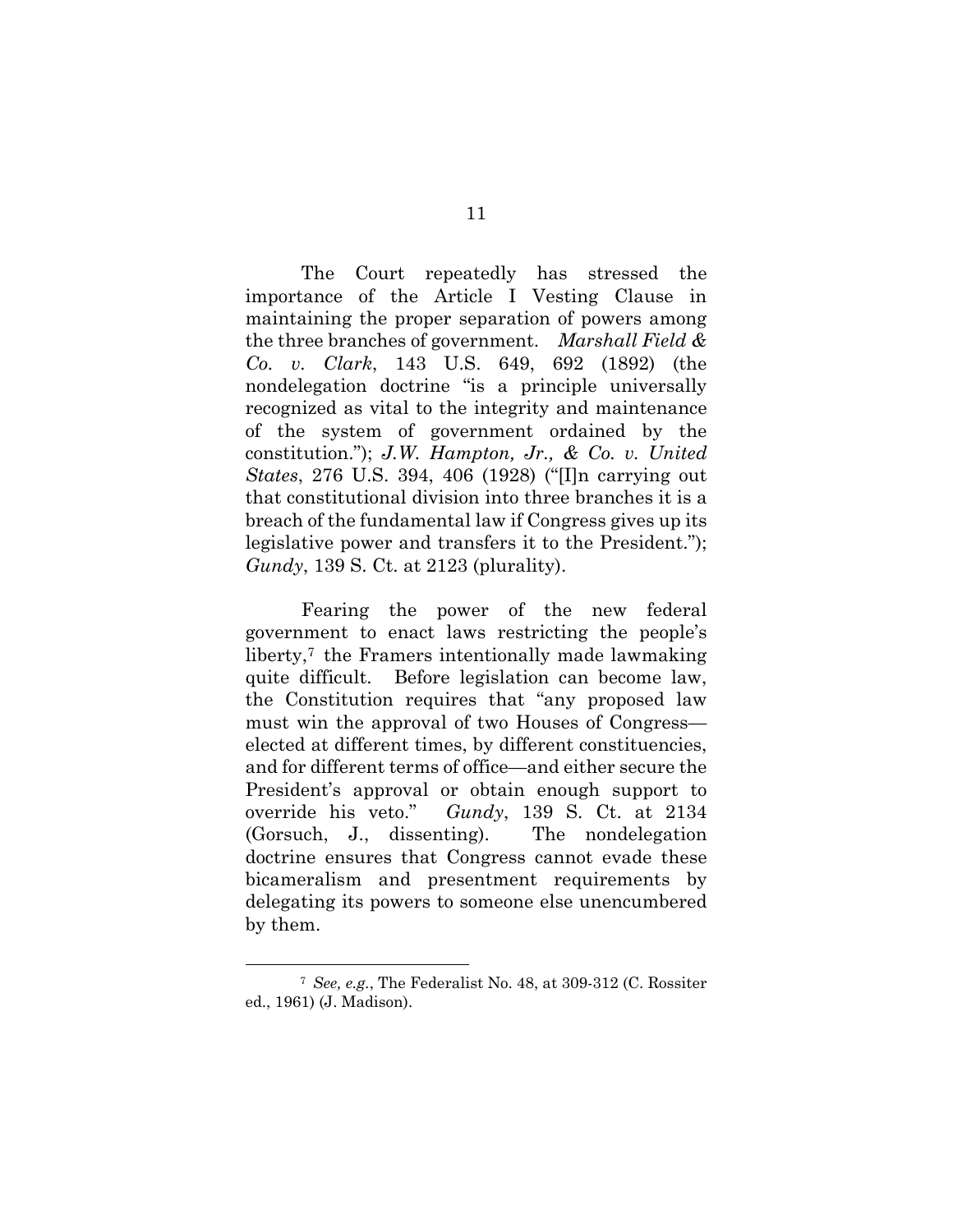The Court repeatedly has stressed the importance of the Article I Vesting Clause in maintaining the proper separation of powers among the three branches of government. *Marshall Field & Co. v. Clark*, 143 U.S. 649, 692 (1892) (the nondelegation doctrine "is a principle universally recognized as vital to the integrity and maintenance of the system of government ordained by the constitution."); *J.W. Hampton, Jr., & Co. v. United States*, 276 U.S. 394, 406 (1928) ("[I]n carrying out that constitutional division into three branches it is a breach of the fundamental law if Congress gives up its legislative power and transfers it to the President."); *Gundy*, 139 S. Ct. at 2123 (plurality).

Fearing the power of the new federal government to enact laws restricting the people's liberty,[7] the Framers intentionally made lawmaking quite difficult. Before legislation can become law, the Constitution requires that "any proposed law must win the approval of two Houses of Congress—elected at different times, by different constituencies, and for different terms of office—and either secure the President's approval or obtain enough support to override his veto." *Gundy*, 139 S. Ct. at 2134 (Gorsuch, J., dissenting). The nondelegation doctrine ensures that Congress cannot evade these bicameralism and presentment requirements by delegating its powers to someone else unencumbered by them.

---

[7] *See, e.g.*, The Federalist No. 48, at 309-312 (C. Rossiter ed., 1961) (J. Madison).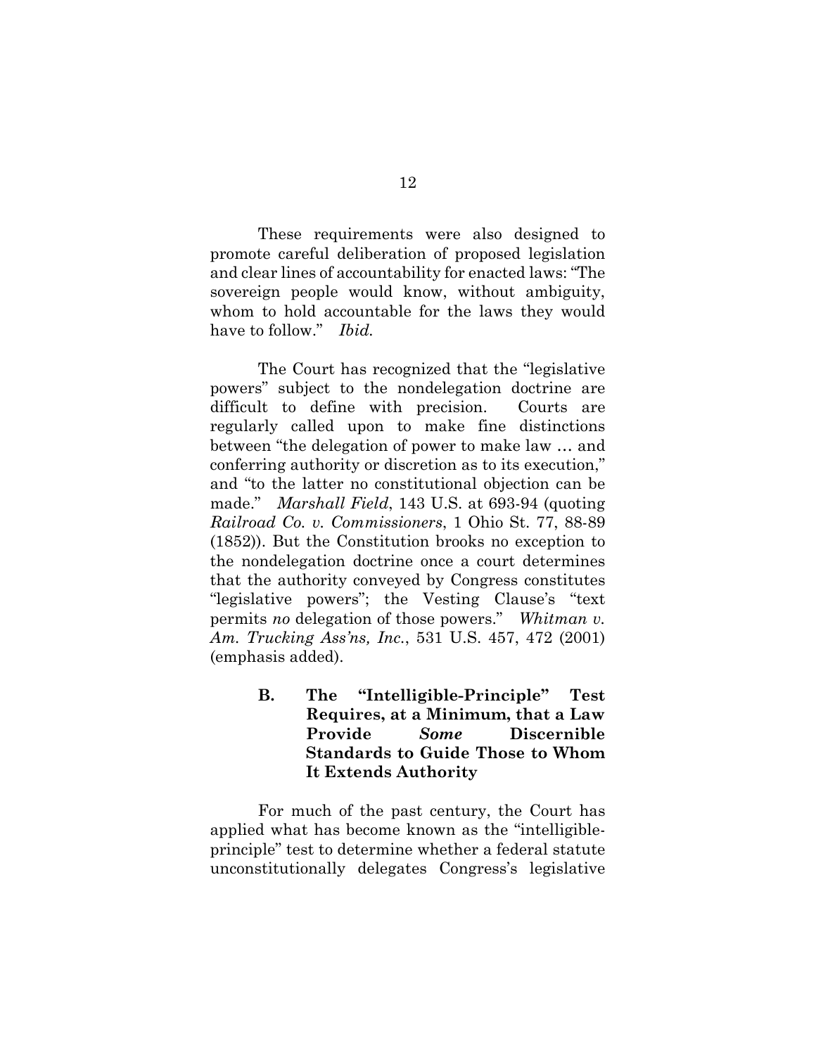These requirements were also designed to promote careful deliberation of proposed legislation and clear lines of accountability for enacted laws: "The sovereign people would know, without ambiguity, whom to hold accountable for the laws they would have to follow." *Ibid.*

The Court has recognized that the "legislative powers" subject to the nondelegation doctrine are difficult to define with precision. Courts are regularly called upon to make fine distinctions between "the delegation of power to make law … and conferring authority or discretion as to its execution," and "to the latter no constitutional objection can be made." *Marshall Field*, 143 U.S. at 693-94 (quoting *Railroad Co. v. Commissioners*, 1 Ohio St. 77, 88-89 (1852)). But the Constitution brooks no exception to the nondelegation doctrine once a court determines that the authority conveyed by Congress constitutes "legislative powers"; the Vesting Clause's "text permits *no* delegation of those powers." *Whitman v. Am. Trucking Ass'ns, Inc.*, 531 U.S. 457, 472 (2001) (emphasis added).

### B. The "Intelligible-Principle" Test Requires, at a Minimum, that a Law Provide *Some* Discernible Standards to Guide Those to Whom It Extends Authority

For much of the past century, the Court has applied what has become known as the "intelligible-principle" test to determine whether a federal statute unconstitutionally delegates Congress's legislative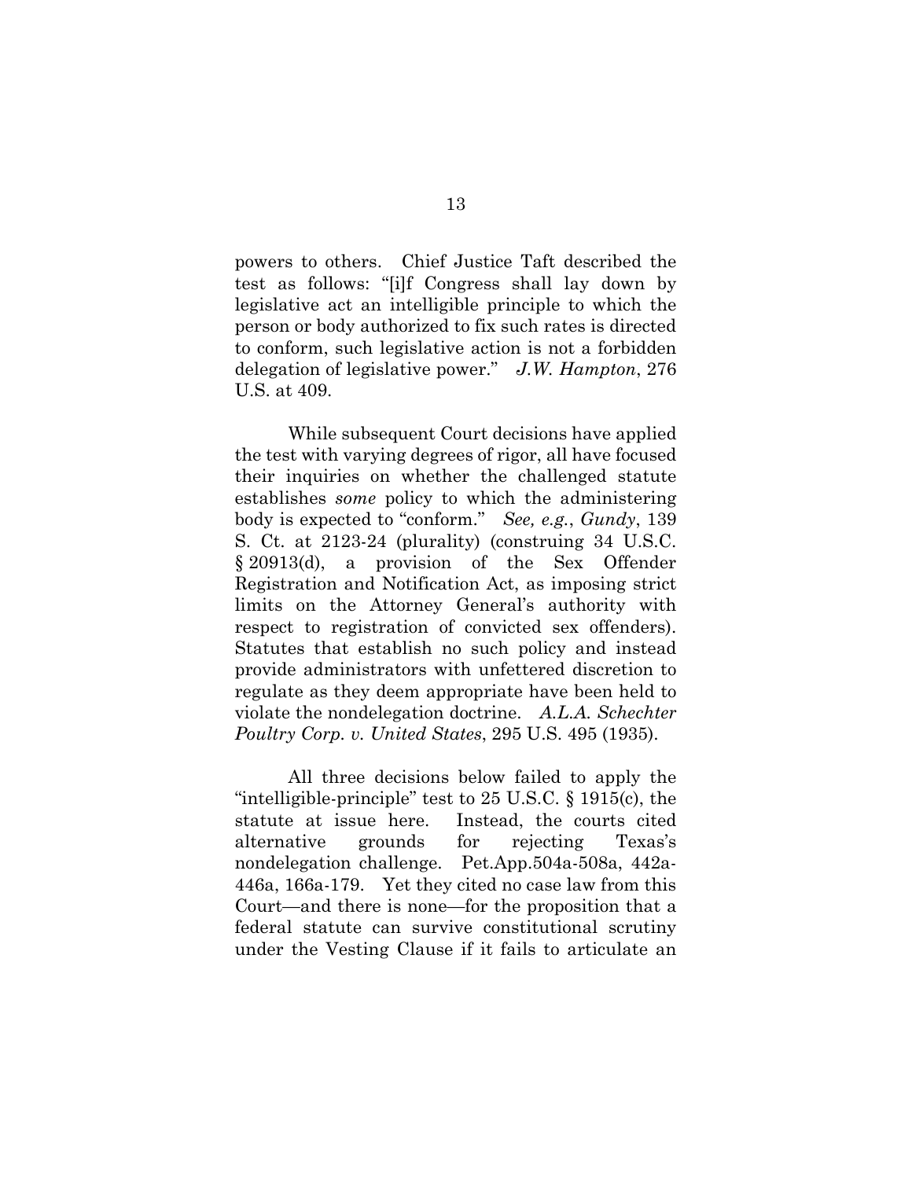powers to others. Chief Justice Taft described the test as follows: "[i]f Congress shall lay down by legislative act an intelligible principle to which the person or body authorized to fix such rates is directed to conform, such legislative action is not a forbidden delegation of legislative power." *J.W. Hampton*, 276 U.S. at 409.

While subsequent Court decisions have applied the test with varying degrees of rigor, all have focused their inquiries on whether the challenged statute establishes *some* policy to which the administering body is expected to "conform." *See, e.g.*, *Gundy*, 139 S. Ct. at 2123-24 (plurality) (construing 34 U.S.C. § 20913(d), a provision of the Sex Offender Registration and Notification Act, as imposing strict limits on the Attorney General's authority with respect to registration of convicted sex offenders). Statutes that establish no such policy and instead provide administrators with unfettered discretion to regulate as they deem appropriate have been held to violate the nondelegation doctrine. *A.L.A. Schechter Poultry Corp. v. United States*, 295 U.S. 495 (1935).

All three decisions below failed to apply the "intelligible-principle" test to 25 U.S.C. § 1915(c), the statute at issue here. Instead, the courts cited alternative grounds for rejecting Texas's nondelegation challenge. Pet.App.504a-508a, 442a-446a, 166a-179. Yet they cited no case law from this Court—and there is none—for the proposition that a federal statute can survive constitutional scrutiny under the Vesting Clause if it fails to articulate an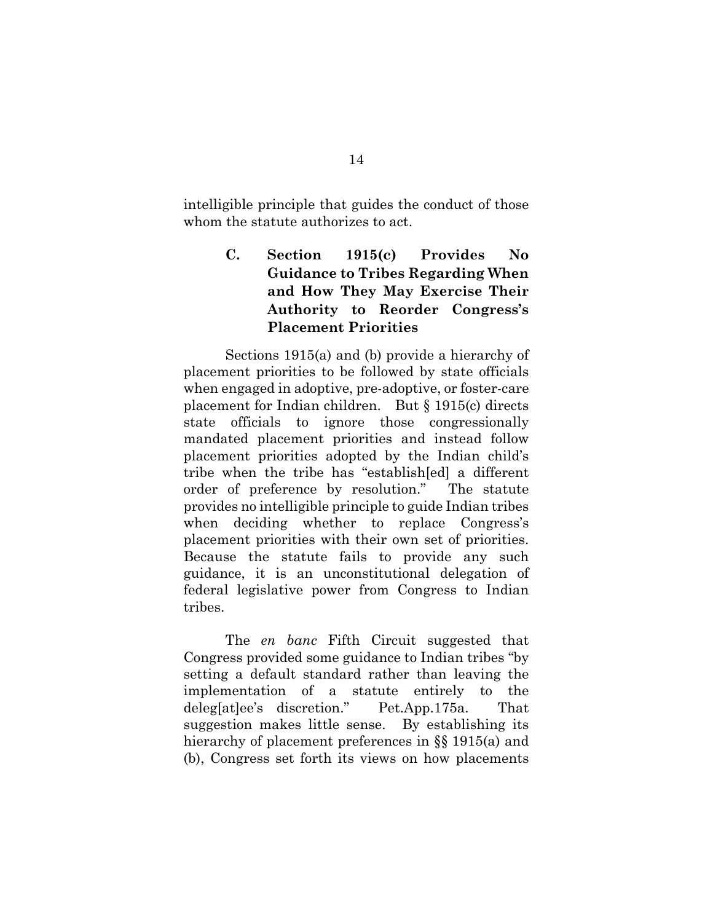intelligible principle that guides the conduct of those whom the statute authorizes to act.

### C. Section 1915(c) Provides No Guidance to Tribes Regarding When and How They May Exercise Their Authority to Reorder Congress's Placement Priorities

Sections 1915(a) and (b) provide a hierarchy of placement priorities to be followed by state officials when engaged in adoptive, pre-adoptive, or foster-care placement for Indian children. But § 1915(c) directs state officials to ignore those congressionally mandated placement priorities and instead follow placement priorities adopted by the Indian child's tribe when the tribe has "establish[ed] a different order of preference by resolution." The statute provides no intelligible principle to guide Indian tribes when deciding whether to replace Congress's placement priorities with their own set of priorities. Because the statute fails to provide any such guidance, it is an unconstitutional delegation of federal legislative power from Congress to Indian tribes.

The *en banc* Fifth Circuit suggested that Congress provided some guidance to Indian tribes "by setting a default standard rather than leaving the implementation of a statute entirely to the deleg[at]ee's discretion." Pet.App.175a. That suggestion makes little sense. By establishing its hierarchy of placement preferences in §§ 1915(a) and (b), Congress set forth its views on how placements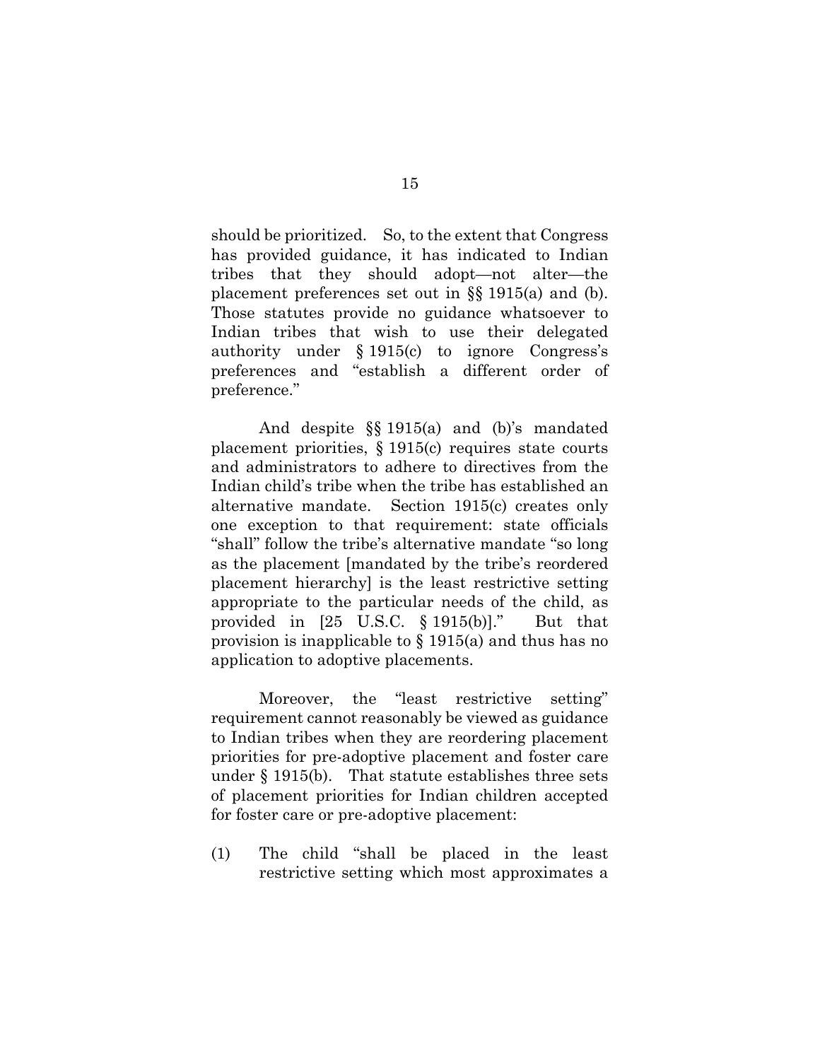should be prioritized. So, to the extent that Congress has provided guidance, it has indicated to Indian tribes that they should adopt—not alter—the placement preferences set out in §§ 1915(a) and (b). Those statutes provide no guidance whatsoever to Indian tribes that wish to use their delegated authority under § 1915(c) to ignore Congress's preferences and "establish a different order of preference."

And despite §§ 1915(a) and (b)'s mandated placement priorities, § 1915(c) requires state courts and administrators to adhere to directives from the Indian child's tribe when the tribe has established an alternative mandate. Section 1915(c) creates only one exception to that requirement: state officials "shall" follow the tribe's alternative mandate "so long as the placement [mandated by the tribe's reordered placement hierarchy] is the least restrictive setting appropriate to the particular needs of the child, as provided in [25 U.S.C. § 1915(b)]." But that provision is inapplicable to § 1915(a) and thus has no application to adoptive placements.

Moreover, the "least restrictive setting" requirement cannot reasonably be viewed as guidance to Indian tribes when they are reordering placement priorities for pre-adoptive placement and foster care under § 1915(b). That statute establishes three sets of placement priorities for Indian children accepted for foster care or pre-adoptive placement:

(1) The child "shall be placed in the least restrictive setting which most approximates a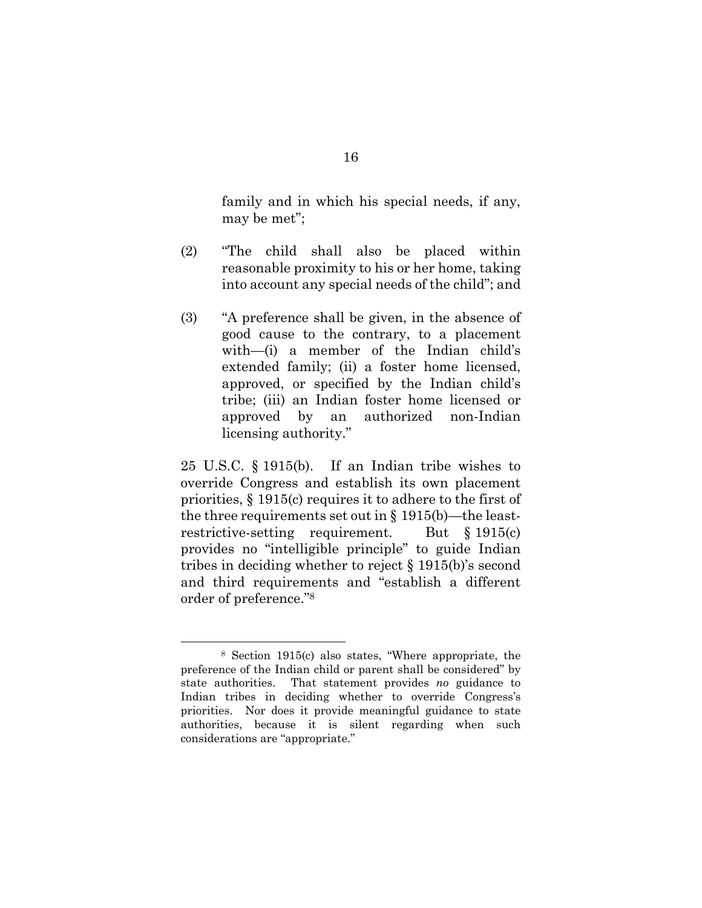> family and in which his special needs, if any, may be met";
>
> (2) "The child shall also be placed within reasonable proximity to his or her home, taking into account any special needs of the child"; and
>
> (3) "A preference shall be given, in the absence of good cause to the contrary, to a placement with—(i) a member of the Indian child's extended family; (ii) a foster home licensed, approved, or specified by the Indian child's tribe; (iii) an Indian foster home licensed or approved by an authorized non-Indian licensing authority."

25 U.S.C. § 1915(b). If an Indian tribe wishes to override Congress and establish its own placement priorities, § 1915(c) requires it to adhere to the first of the three requirements set out in § 1915(b)—the least-restrictive-setting requirement. But § 1915(c) provides no "intelligible principle" to guide Indian tribes in deciding whether to reject § 1915(b)'s second and third requirements and "establish a different order of preference."[8]

---

[8] Section 1915(c) also states, "Where appropriate, the preference of the Indian child or parent shall be considered" by state authorities. That statement provides *no* guidance to Indian tribes in deciding whether to override Congress's priorities. Nor does it provide meaningful guidance to state authorities, because it is silent regarding when such considerations are "appropriate."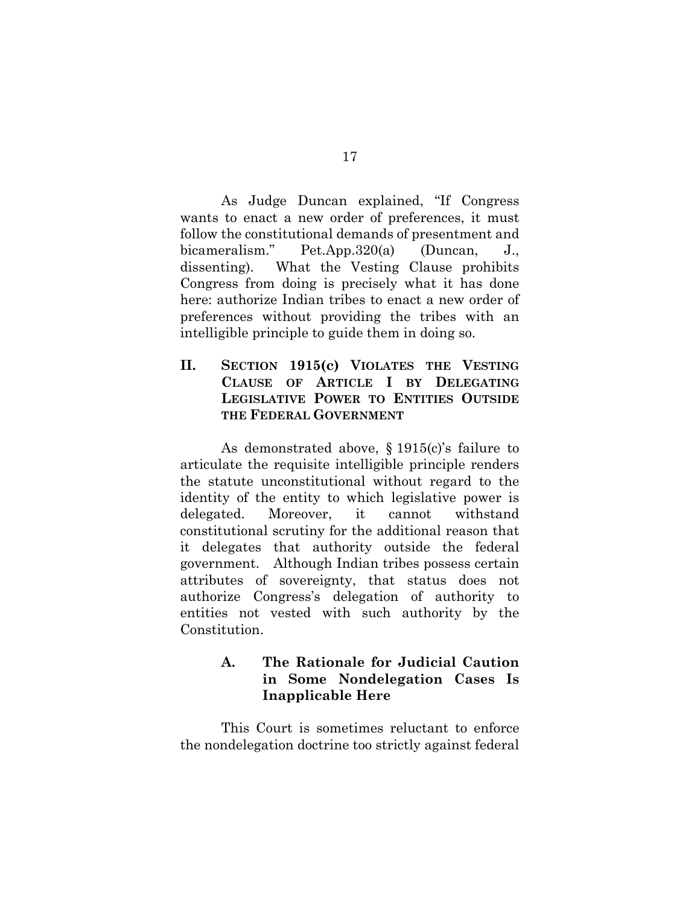As Judge Duncan explained, "If Congress wants to enact a new order of preferences, it must follow the constitutional demands of presentment and bicameralism." Pet.App.320(a) (Duncan, J., dissenting). What the Vesting Clause prohibits Congress from doing is precisely what it has done here: authorize Indian tribes to enact a new order of preferences without providing the tribes with an intelligible principle to guide them in doing so.

## II. SECTION 1915(c) VIOLATES THE VESTING CLAUSE OF ARTICLE I BY DELEGATING LEGISLATIVE POWER TO ENTITIES OUTSIDE THE FEDERAL GOVERNMENT

As demonstrated above, § 1915(c)'s failure to articulate the requisite intelligible principle renders the statute unconstitutional without regard to the identity of the entity to which legislative power is delegated. Moreover, it cannot withstand constitutional scrutiny for the additional reason that it delegates that authority outside the federal government. Although Indian tribes possess certain attributes of sovereignty, that status does not authorize Congress's delegation of authority to entities not vested with such authority by the Constitution.

### A. The Rationale for Judicial Caution in Some Nondelegation Cases Is Inapplicable Here

This Court is sometimes reluctant to enforce the nondelegation doctrine too strictly against federal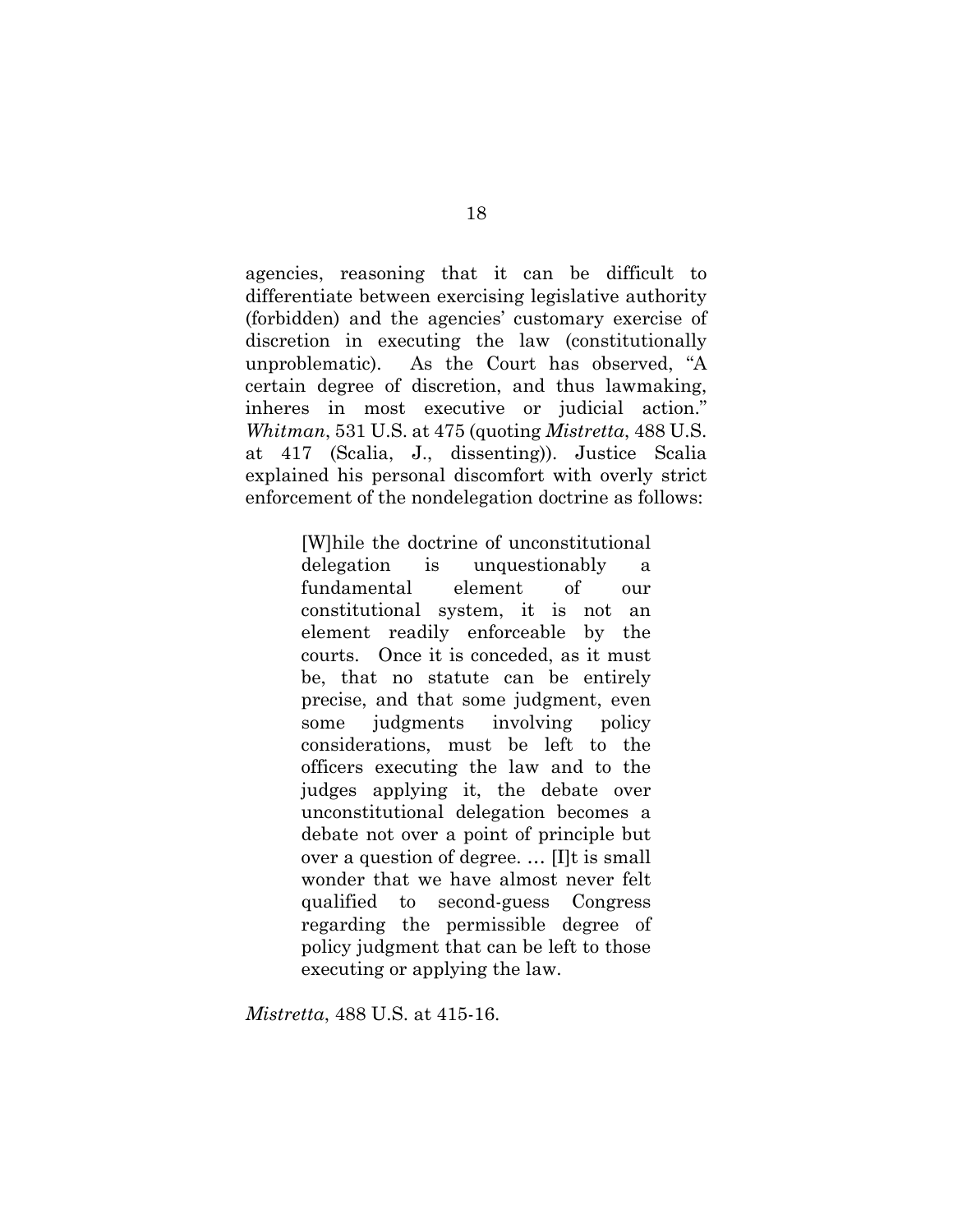agencies, reasoning that it can be difficult to differentiate between exercising legislative authority (forbidden) and the agencies' customary exercise of discretion in executing the law (constitutionally unproblematic). As the Court has observed, "A certain degree of discretion, and thus lawmaking, inheres in most executive or judicial action." *Whitman*, 531 U.S. at 475 (quoting *Mistretta*, 488 U.S. at 417 (Scalia, J., dissenting)). Justice Scalia explained his personal discomfort with overly strict enforcement of the nondelegation doctrine as follows:

> [W]hile the doctrine of unconstitutional delegation is unquestionably a fundamental element of our constitutional system, it is not an element readily enforceable by the courts. Once it is conceded, as it must be, that no statute can be entirely precise, and that some judgment, even some judgments involving policy considerations, must be left to the officers executing the law and to the judges applying it, the debate over unconstitutional delegation becomes a debate not over a point of principle but over a question of degree. … [I]t is small wonder that we have almost never felt qualified to second-guess Congress regarding the permissible degree of policy judgment that can be left to those executing or applying the law.

*Mistretta*, 488 U.S. at 415-16.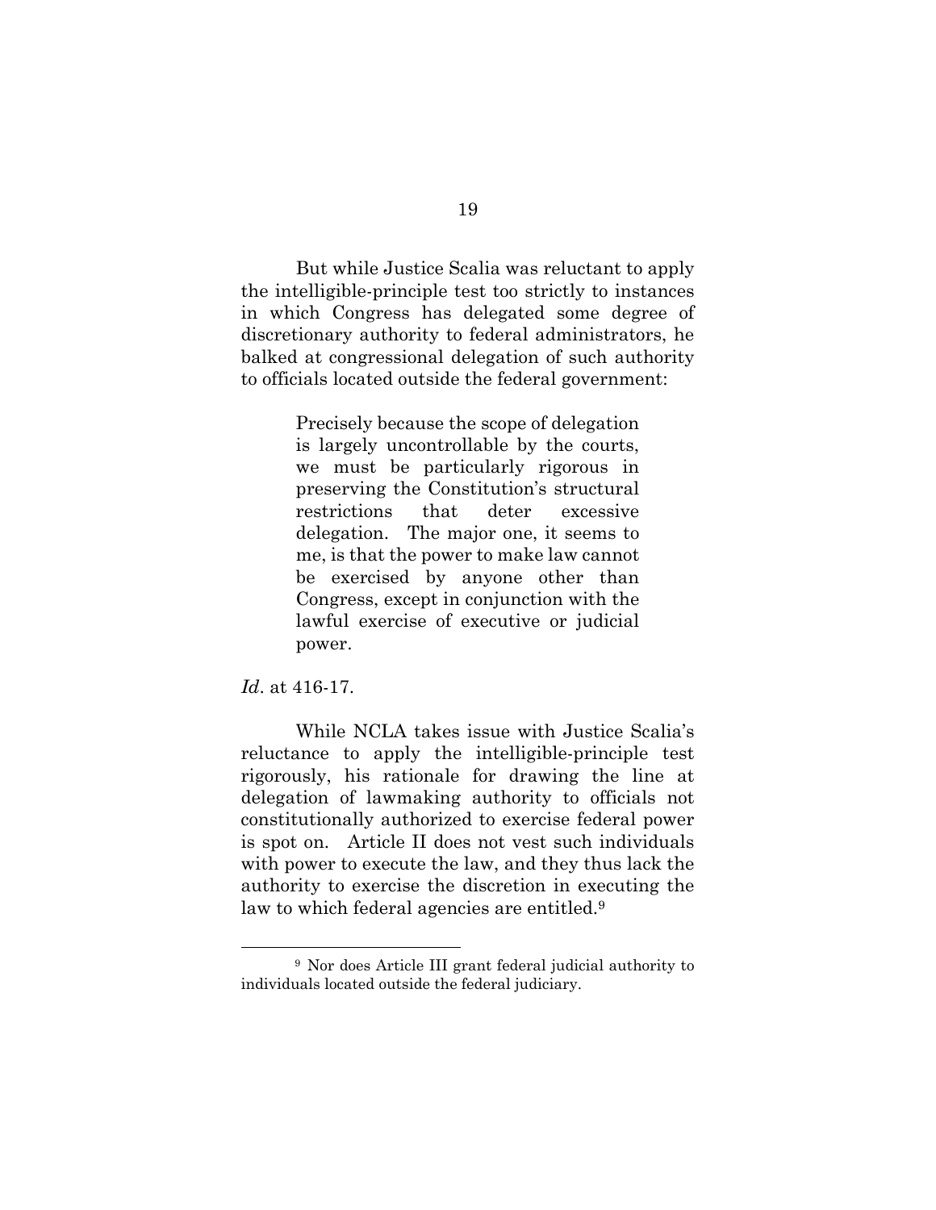But while Justice Scalia was reluctant to apply the intelligible-principle test too strictly to instances in which Congress has delegated some degree of discretionary authority to federal administrators, he balked at congressional delegation of such authority to officials located outside the federal government:

> Precisely because the scope of delegation is largely uncontrollable by the courts, we must be particularly rigorous in preserving the Constitution's structural restrictions that deter excessive delegation. The major one, it seems to me, is that the power to make law cannot be exercised by anyone other than Congress, except in conjunction with the lawful exercise of executive or judicial power.

*Id*. at 416-17.

While NCLA takes issue with Justice Scalia's reluctance to apply the intelligible-principle test rigorously, his rationale for drawing the line at delegation of lawmaking authority to officials not constitutionally authorized to exercise federal power is spot on. Article II does not vest such individuals with power to execute the law, and they thus lack the authority to exercise the discretion in executing the law to which federal agencies are entitled.[9]

---

[9] Nor does Article III grant federal judicial authority to individuals located outside the federal judiciary.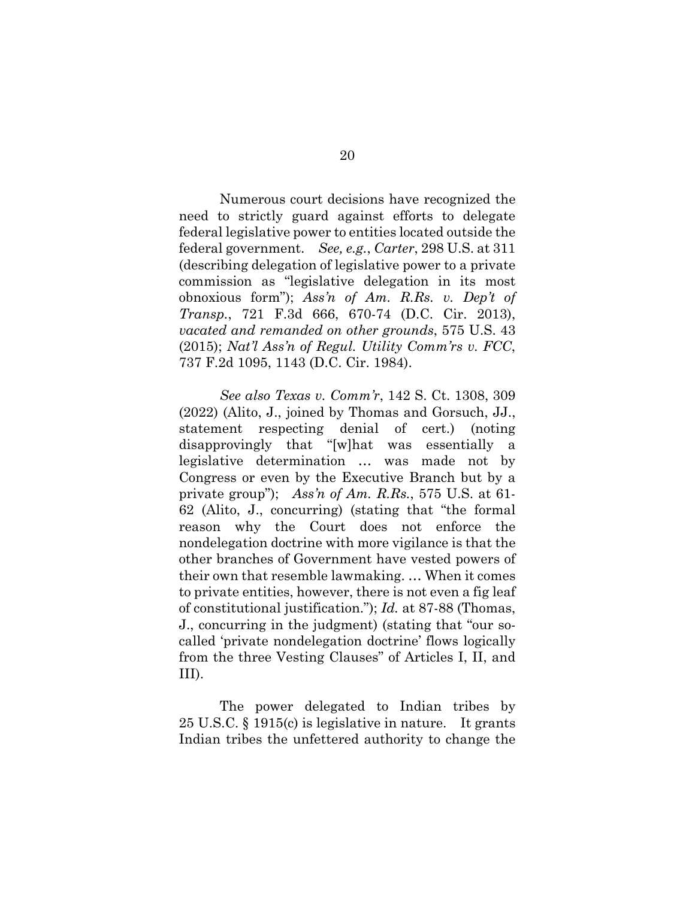Numerous court decisions have recognized the need to strictly guard against efforts to delegate federal legislative power to entities located outside the federal government. *See, e.g.*, *Carter*, 298 U.S. at 311 (describing delegation of legislative power to a private commission as "legislative delegation in its most obnoxious form"); *Ass'n of Am. R.Rs. v. Dep't of Transp.*, 721 F.3d 666, 670-74 (D.C. Cir. 2013), *vacated and remanded on other grounds*, 575 U.S. 43 (2015); *Nat'l Ass'n of Regul. Utility Comm'rs v. FCC*, 737 F.2d 1095, 1143 (D.C. Cir. 1984).

*See also Texas v. Comm'r*, 142 S. Ct. 1308, 309 (2022) (Alito, J., joined by Thomas and Gorsuch, JJ., statement respecting denial of cert.) (noting disapprovingly that "[w]hat was essentially a legislative determination … was made not by Congress or even by the Executive Branch but by a private group"); *Ass'n of Am. R.Rs.*, 575 U.S. at 61-62 (Alito, J., concurring) (stating that "the formal reason why the Court does not enforce the nondelegation doctrine with more vigilance is that the other branches of Government have vested powers of their own that resemble lawmaking. … When it comes to private entities, however, there is not even a fig leaf of constitutional justification."); *Id.* at 87-88 (Thomas, J., concurring in the judgment) (stating that "our so-called 'private nondelegation doctrine' flows logically from the three Vesting Clauses" of Articles I, II, and III).

The power delegated to Indian tribes by 25 U.S.C. § 1915(c) is legislative in nature. It grants Indian tribes the unfettered authority to change the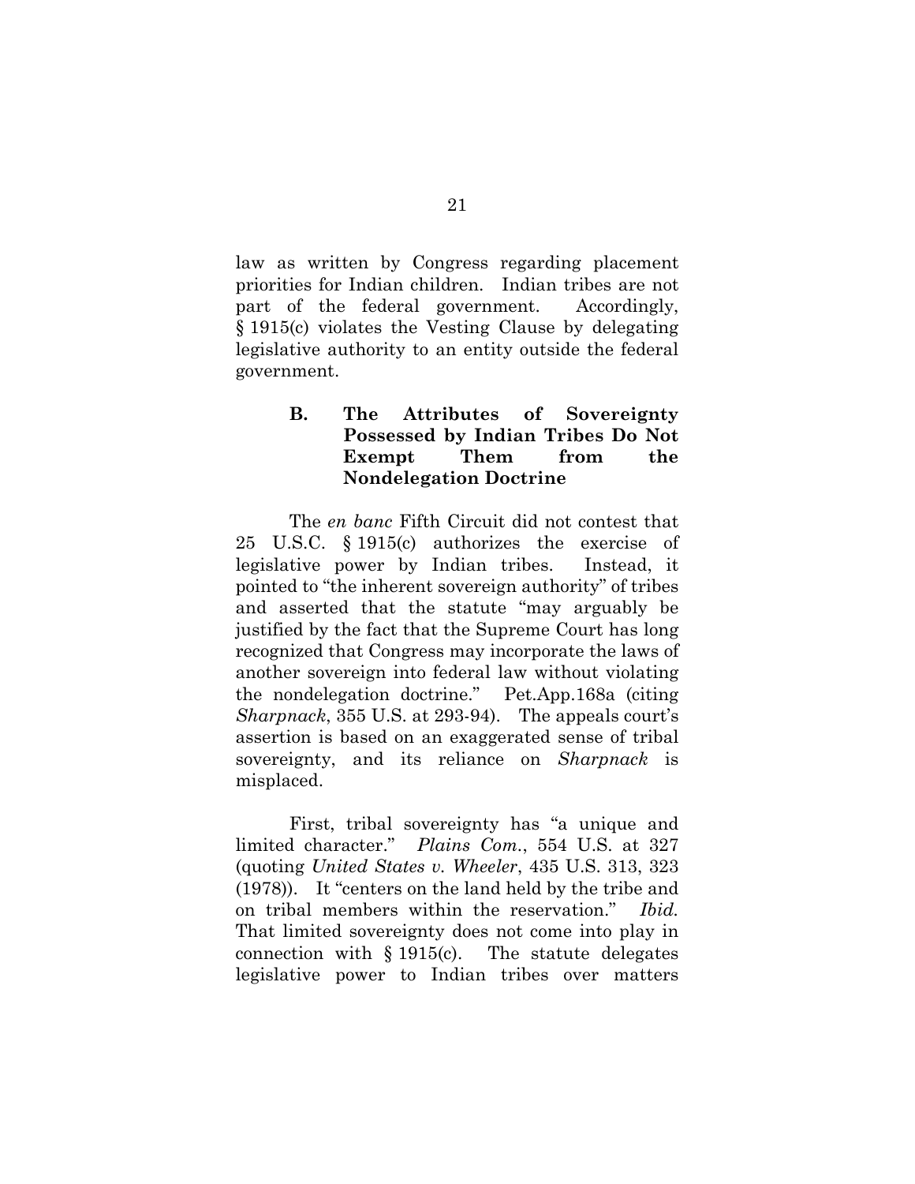law as written by Congress regarding placement priorities for Indian children. Indian tribes are not part of the federal government. Accordingly, § 1915(c) violates the Vesting Clause by delegating legislative authority to an entity outside the federal government.

### B. The Attributes of Sovereignty Possessed by Indian Tribes Do Not Exempt Them from the Nondelegation Doctrine

The *en banc* Fifth Circuit did not contest that 25 U.S.C. § 1915(c) authorizes the exercise of legislative power by Indian tribes. Instead, it pointed to "the inherent sovereign authority" of tribes and asserted that the statute "may arguably be justified by the fact that the Supreme Court has long recognized that Congress may incorporate the laws of another sovereign into federal law without violating the nondelegation doctrine." Pet.App.168a (citing *Sharpnack*, 355 U.S. at 293-94). The appeals court's assertion is based on an exaggerated sense of tribal sovereignty, and its reliance on *Sharpnack* is misplaced.

First, tribal sovereignty has "a unique and limited character." *Plains Com.*, 554 U.S. at 327 (quoting *United States v. Wheeler*, 435 U.S. 313, 323 (1978)). It "centers on the land held by the tribe and on tribal members within the reservation." *Ibid.* That limited sovereignty does not come into play in connection with § 1915(c). The statute delegates legislative power to Indian tribes over matters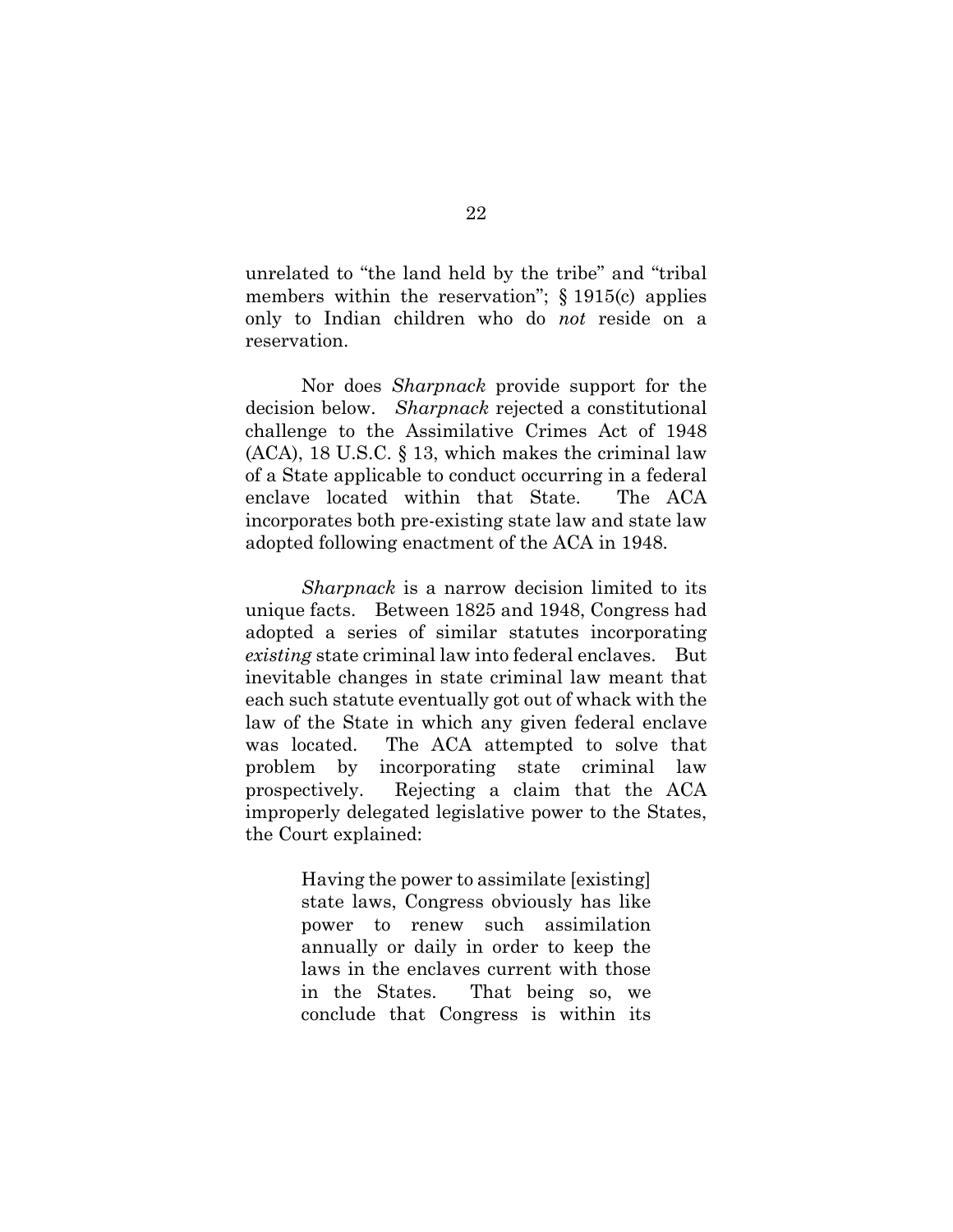unrelated to "the land held by the tribe" and "tribal members within the reservation"; § 1915(c) applies only to Indian children who do *not* reside on a reservation.

Nor does *Sharpnack* provide support for the decision below. *Sharpnack* rejected a constitutional challenge to the Assimilative Crimes Act of 1948 (ACA), 18 U.S.C. § 13, which makes the criminal law of a State applicable to conduct occurring in a federal enclave located within that State. The ACA incorporates both pre-existing state law and state law adopted following enactment of the ACA in 1948.

*Sharpnack* is a narrow decision limited to its unique facts. Between 1825 and 1948, Congress had adopted a series of similar statutes incorporating *existing* state criminal law into federal enclaves. But inevitable changes in state criminal law meant that each such statute eventually got out of whack with the law of the State in which any given federal enclave was located. The ACA attempted to solve that problem by incorporating state criminal law prospectively. Rejecting a claim that the ACA improperly delegated legislative power to the States, the Court explained:

> Having the power to assimilate [existing] state laws, Congress obviously has like power to renew such assimilation annually or daily in order to keep the laws in the enclaves current with those in the States. That being so, we conclude that Congress is within its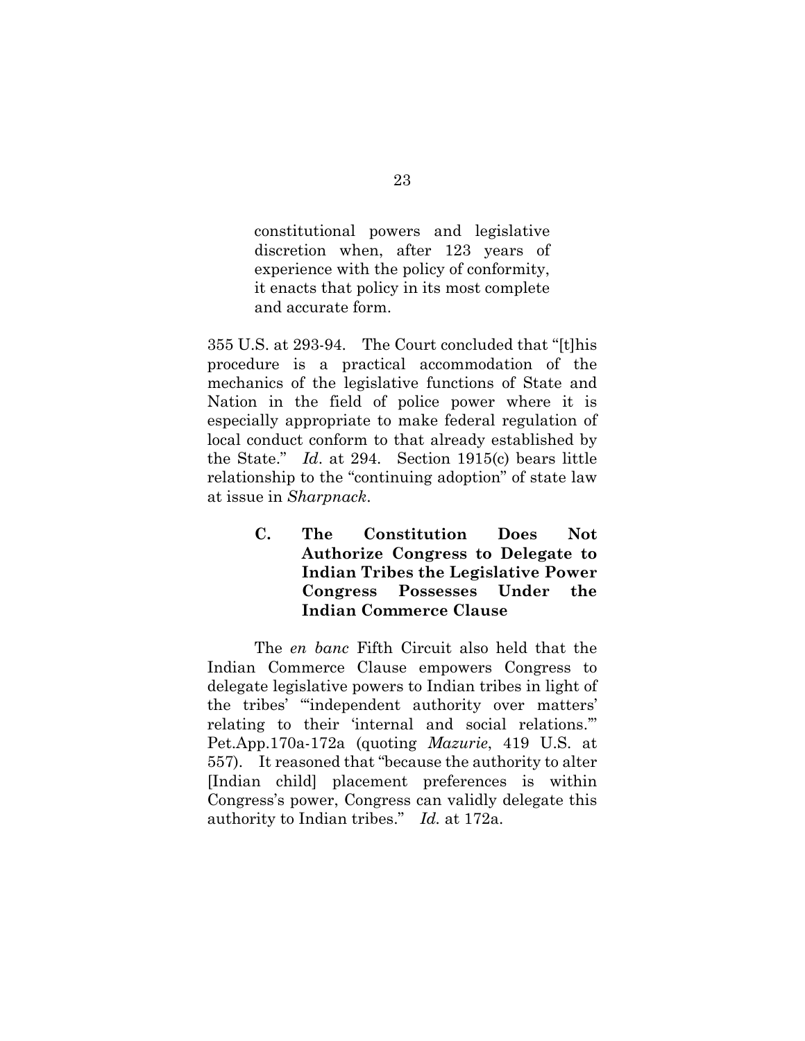> constitutional powers and legislative discretion when, after 123 years of experience with the policy of conformity, it enacts that policy in its most complete and accurate form.

355 U.S. at 293-94. The Court concluded that "[t]his procedure is a practical accommodation of the mechanics of the legislative functions of State and Nation in the field of police power where it is especially appropriate to make federal regulation of local conduct conform to that already established by the State." *Id*. at 294. Section 1915(c) bears little relationship to the "continuing adoption" of state law at issue in *Sharpnack*.

### C. The Constitution Does Not Authorize Congress to Delegate to Indian Tribes the Legislative Power Congress Possesses Under the Indian Commerce Clause

The *en banc* Fifth Circuit also held that the Indian Commerce Clause empowers Congress to delegate legislative powers to Indian tribes in light of the tribes' "'independent authority over matters' relating to their 'internal and social relations.'" Pet.App.170a-172a (quoting *Mazurie*, 419 U.S. at 557). It reasoned that "because the authority to alter [Indian child] placement preferences is within Congress's power, Congress can validly delegate this authority to Indian tribes." *Id.* at 172a.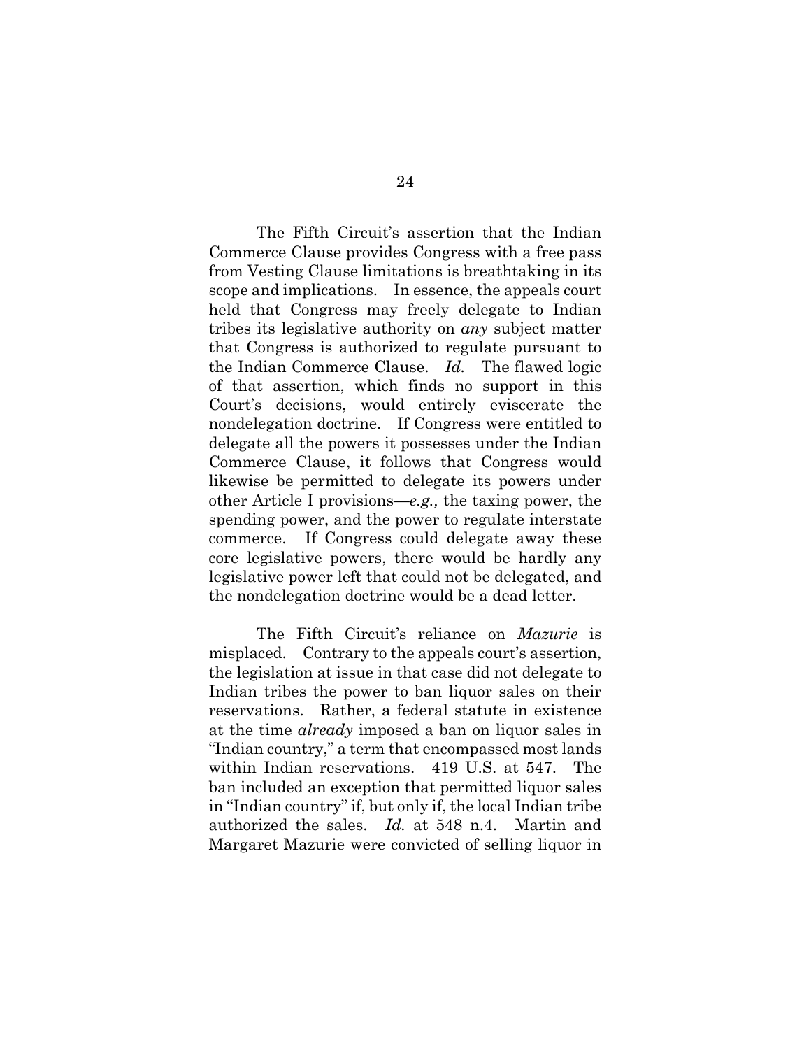The Fifth Circuit's assertion that the Indian Commerce Clause provides Congress with a free pass from Vesting Clause limitations is breathtaking in its scope and implications. In essence, the appeals court held that Congress may freely delegate to Indian tribes its legislative authority on *any* subject matter that Congress is authorized to regulate pursuant to the Indian Commerce Clause. *Id.* The flawed logic of that assertion, which finds no support in this Court's decisions, would entirely eviscerate the nondelegation doctrine. If Congress were entitled to delegate all the powers it possesses under the Indian Commerce Clause, it follows that Congress would likewise be permitted to delegate its powers under other Article I provisions—*e.g.,* the taxing power, the spending power, and the power to regulate interstate commerce. If Congress could delegate away these core legislative powers, there would be hardly any legislative power left that could not be delegated, and the nondelegation doctrine would be a dead letter.

The Fifth Circuit's reliance on *Mazurie* is misplaced. Contrary to the appeals court's assertion, the legislation at issue in that case did not delegate to Indian tribes the power to ban liquor sales on their reservations. Rather, a federal statute in existence at the time *already* imposed a ban on liquor sales in "Indian country," a term that encompassed most lands within Indian reservations. 419 U.S. at 547. The ban included an exception that permitted liquor sales in "Indian country" if, but only if, the local Indian tribe authorized the sales. *Id.* at 548 n.4. Martin and Margaret Mazurie were convicted of selling liquor in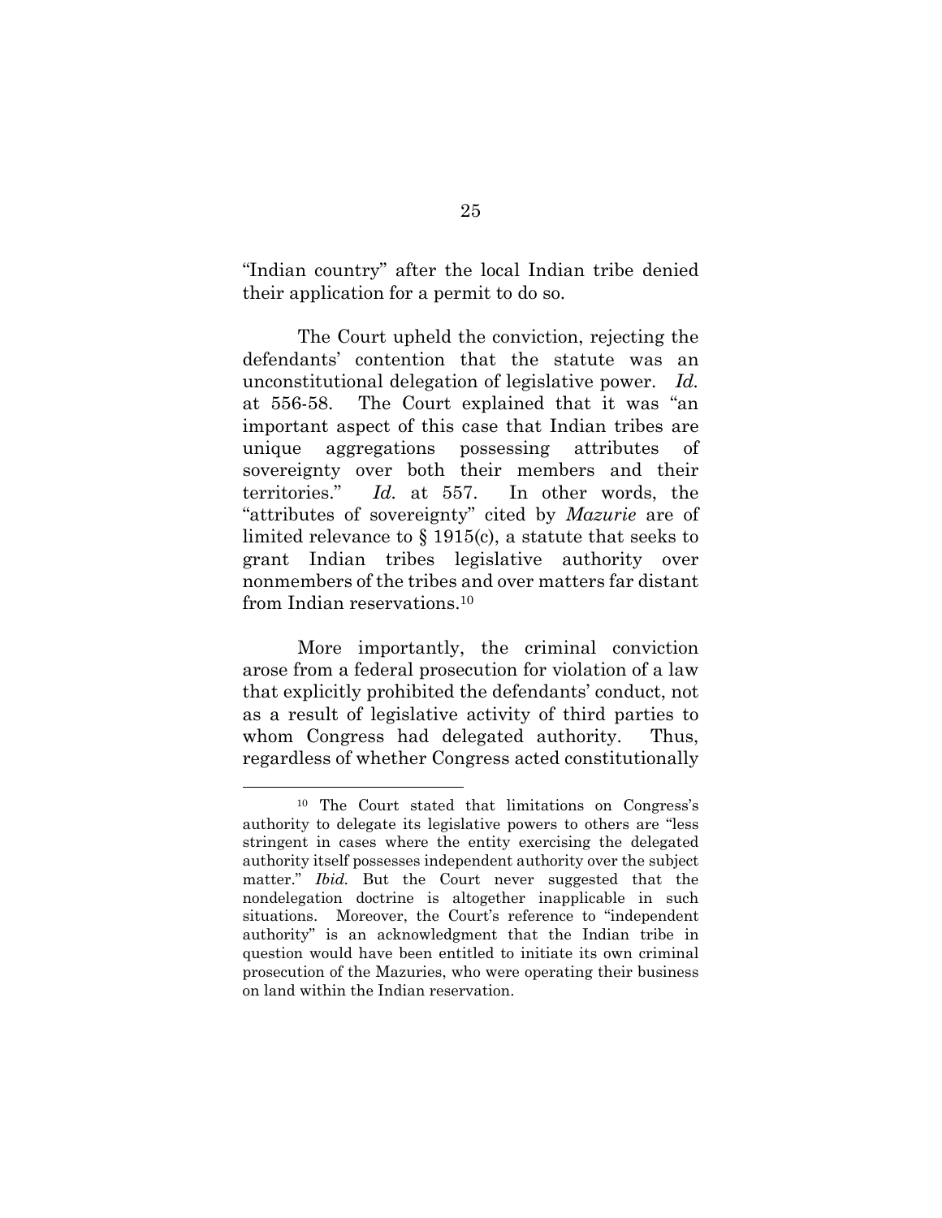"Indian country" after the local Indian tribe denied their application for a permit to do so.

The Court upheld the conviction, rejecting the defendants' contention that the statute was an unconstitutional delegation of legislative power. *Id.* at 556-58. The Court explained that it was "an important aspect of this case that Indian tribes are unique aggregations possessing attributes of sovereignty over both their members and their territories." *Id.* at 557. In other words, the "attributes of sovereignty" cited by *Mazurie* are of limited relevance to § 1915(c), a statute that seeks to grant Indian tribes legislative authority over nonmembers of the tribes and over matters far distant from Indian reservations.[10]

More importantly, the criminal conviction arose from a federal prosecution for violation of a law that explicitly prohibited the defendants' conduct, not as a result of legislative activity of third parties to whom Congress had delegated authority. Thus, regardless of whether Congress acted constitutionally

---

[10] The Court stated that limitations on Congress's authority to delegate its legislative powers to others are "less stringent in cases where the entity exercising the delegated authority itself possesses independent authority over the subject matter." *Ibid.* But the Court never suggested that the nondelegation doctrine is altogether inapplicable in such situations. Moreover, the Court's reference to "independent authority" is an acknowledgment that the Indian tribe in question would have been entitled to initiate its own criminal prosecution of the Mazuries, who were operating their business on land within the Indian reservation.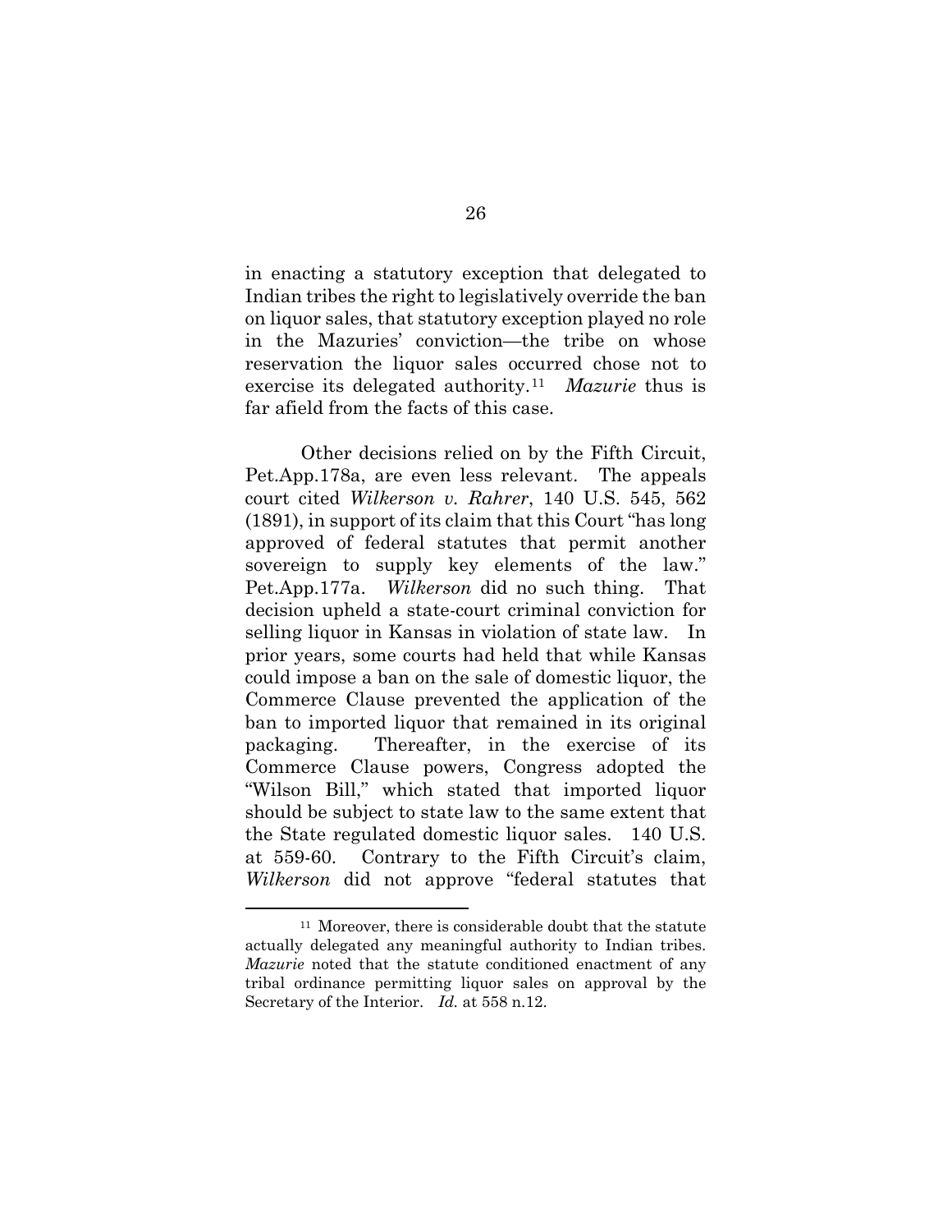in enacting a statutory exception that delegated to Indian tribes the right to legislatively override the ban on liquor sales, that statutory exception played no role in the Mazuries' conviction—the tribe on whose reservation the liquor sales occurred chose not to exercise its delegated authority.[11] *Mazurie* thus is far afield from the facts of this case.

Other decisions relied on by the Fifth Circuit, Pet.App.178a, are even less relevant. The appeals court cited *Wilkerson v. Rahrer*, 140 U.S. 545, 562 (1891), in support of its claim that this Court "has long approved of federal statutes that permit another sovereign to supply key elements of the law." Pet.App.177a. *Wilkerson* did no such thing. That decision upheld a state-court criminal conviction for selling liquor in Kansas in violation of state law. In prior years, some courts had held that while Kansas could impose a ban on the sale of domestic liquor, the Commerce Clause prevented the application of the ban to imported liquor that remained in its original packaging. Thereafter, in the exercise of its Commerce Clause powers, Congress adopted the "Wilson Bill," which stated that imported liquor should be subject to state law to the same extent that the State regulated domestic liquor sales. 140 U.S. at 559-60. Contrary to the Fifth Circuit's claim, *Wilkerson* did not approve "federal statutes that

---

[11] Moreover, there is considerable doubt that the statute actually delegated any meaningful authority to Indian tribes. *Mazurie* noted that the statute conditioned enactment of any tribal ordinance permitting liquor sales on approval by the Secretary of the Interior. *Id.* at 558 n.12.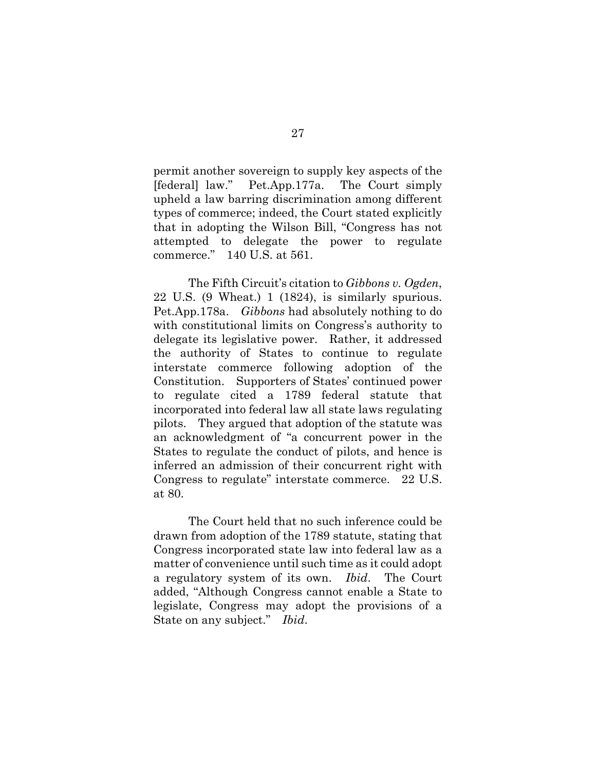permit another sovereign to supply key aspects of the [federal] law." Pet.App.177a. The Court simply upheld a law barring discrimination among different types of commerce; indeed, the Court stated explicitly that in adopting the Wilson Bill, "Congress has not attempted to delegate the power to regulate commerce." 140 U.S. at 561.

The Fifth Circuit's citation to *Gibbons v. Ogden*, 22 U.S. (9 Wheat.) 1 (1824), is similarly spurious. Pet.App.178a. *Gibbons* had absolutely nothing to do with constitutional limits on Congress's authority to delegate its legislative power. Rather, it addressed the authority of States to continue to regulate interstate commerce following adoption of the Constitution. Supporters of States' continued power to regulate cited a 1789 federal statute that incorporated into federal law all state laws regulating pilots. They argued that adoption of the statute was an acknowledgment of "a concurrent power in the States to regulate the conduct of pilots, and hence is inferred an admission of their concurrent right with Congress to regulate" interstate commerce. 22 U.S. at 80.

The Court held that no such inference could be drawn from adoption of the 1789 statute, stating that Congress incorporated state law into federal law as a matter of convenience until such time as it could adopt a regulatory system of its own. *Ibid*. The Court added, "Although Congress cannot enable a State to legislate, Congress may adopt the provisions of a State on any subject." *Ibid*.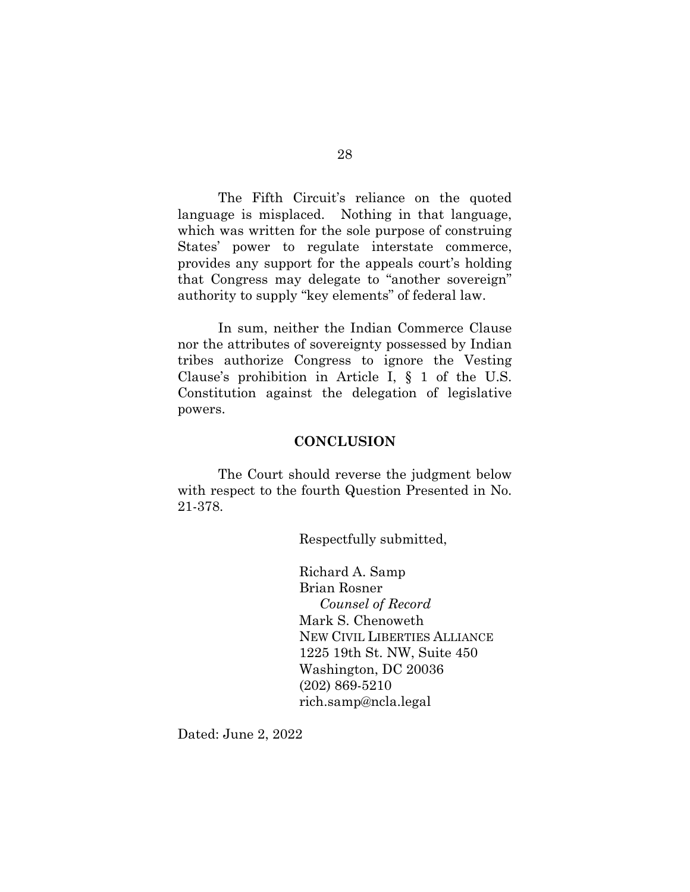The Fifth Circuit's reliance on the quoted language is misplaced. Nothing in that language, which was written for the sole purpose of construing States' power to regulate interstate commerce, provides any support for the appeals court's holding that Congress may delegate to "another sovereign" authority to supply "key elements" of federal law.

In sum, neither the Indian Commerce Clause nor the attributes of sovereignty possessed by Indian tribes authorize Congress to ignore the Vesting Clause's prohibition in Article I, § 1 of the U.S. Constitution against the delegation of legislative powers.

## CONCLUSION

The Court should reverse the judgment below with respect to the fourth Question Presented in No. 21-378.

Respectfully submitted,

Richard A. Samp
Brian Rosner
*Counsel of Record*
Mark S. Chenoweth
NEW CIVIL LIBERTIES ALLIANCE
1225 19th St. NW, Suite 450
Washington, DC 20036
(202) 869-5210
rich.samp@ncla.legal

Dated: June 2, 2022